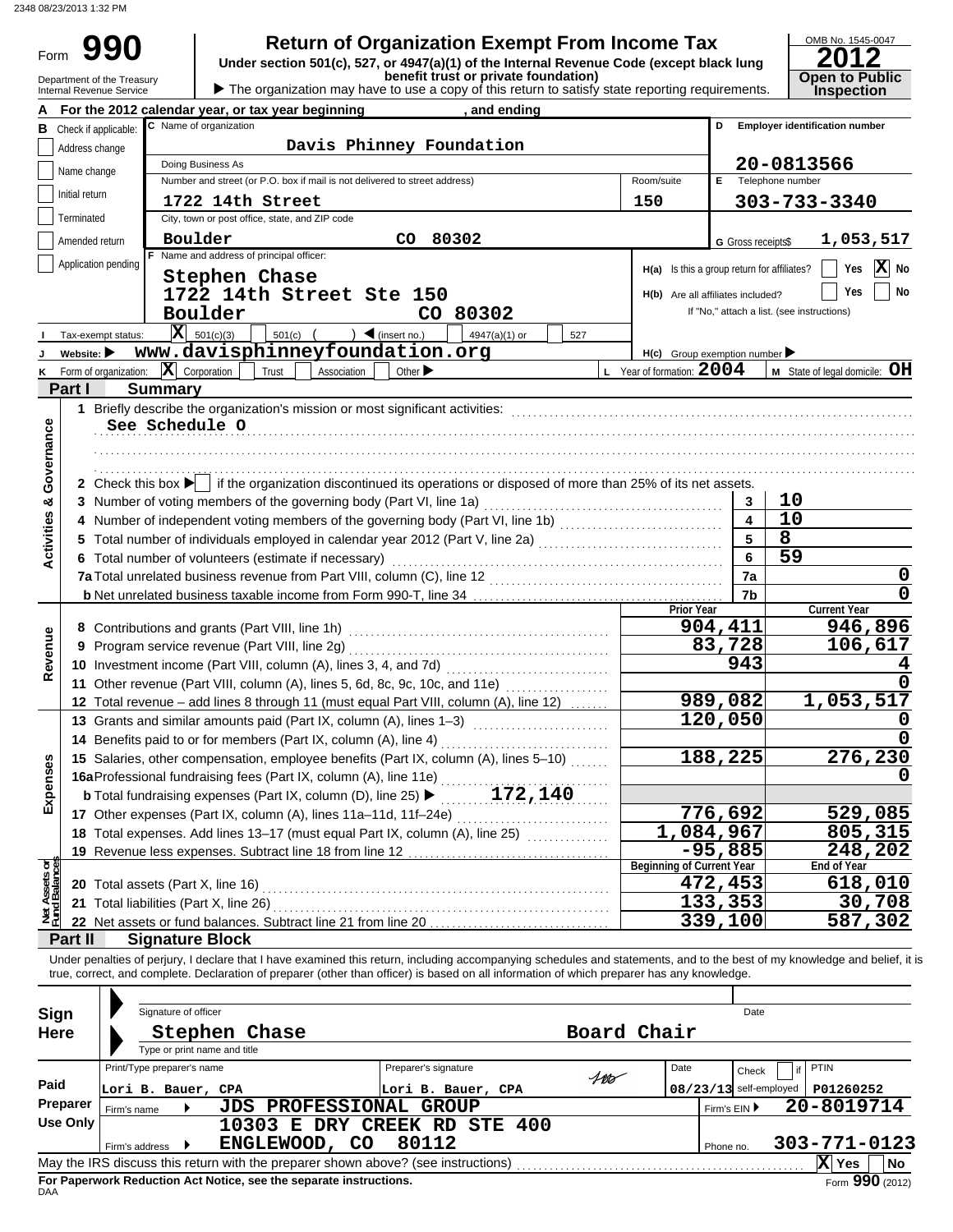2348 08/23/2013 1:32 PM

# Form 990 — Return of Organization Exempt From Income Tax

**Under section 501(c), 527, or 4947(a)(1) of the Internal Revenue Code (except black lung benefit trust or private foundation)**

▶ The organization may have to use a copy of this return to satisfy state reporting requirements.

Department of the Treasury
Internal Revenue Service

OMB No. 1545-0047
**2012**
**Open to Public Inspection**

**A** For the 2012 calendar year, or tax year beginning , and ending

**B** Check if applicable:
- Address change
- Name change
- Initial return
- Terminated
- Amended return
- Application pending

**C** Name of organization: **Davis Phinney Foundation**

Doing Business As

Number and street (or P.O. box if mail is not delivered to street address): **1722 14th Street** Room/suite: **150**

City, town or post office, state, and ZIP code: **Boulder CO 80302**

**D** Employer identification number: **20-0813566**

**E** Telephone number: **303-733-3340**

**G** Gross receipts $ **1,053,517**

**F** Name and address of principal officer:
**Stephen Chase**
**1722 14th Street Ste 150**
**Boulder CO 80302**

**H(a)** Is this a group return for affiliates? Yes [ ] No [X]

**H(b)** Are all affiliates included? Yes [ ] No [ ]
If "No," attach a list. (see instructions)

**I** Tax-exempt status: [X] 501(c)(3) [ ] 501(c) ( ) ◀ (insert no.) [ ] 4947(a)(1) or [ ] 527

**J** Website: ▶ **www.davisphinneyfoundation.org**

**H(c)** Group exemption number ▶

**K** Form of organization: [X] Corporation [ ] Trust [ ] Association [ ] Other ▶

**L** Year of formation: **2004**

**M** State of legal domicile: **OH**

## Part I Summary

**Activities & Governance**

1 Briefly describe the organization's mission or most significant activities:
See Schedule O

2 Check this box ▶ [ ] if the organization discontinued its operations or disposed of more than 25% of its net assets.

| | Line | Value |
|---|---|---|
| 3 Number of voting members of the governing body (Part VI, line 1a) | 3 | 10 |
| 4 Number of independent voting members of the governing body (Part VI, line 1b) | 4 | 10 |
| 5 Total number of individuals employed in calendar year 2012 (Part V, line 2a) | 5 | 8 |
| 6 Total number of volunteers (estimate if necessary) | 6 | 59 |
| 7a Total unrelated business revenue from Part VIII, column (C), line 12 | 7a | 0 |
| b Net unrelated business taxable income from Form 990-T, line 34 | 7b | 0 |

| | Prior Year | Current Year |
|---|---|---|
| **Revenue** | | |
| 8 Contributions and grants (Part VIII, line 1h) | 904,411 | 946,896 |
| 9 Program service revenue (Part VIII, line 2g) | 83,728 | 106,617 |
| 10 Investment income (Part VIII, column (A), lines 3, 4, and 7d) | 943 | 4 |
| 11 Other revenue (Part VIII, column (A), lines 5, 6d, 8c, 9c, 10c, and 11e) | | 0 |
| 12 Total revenue – add lines 8 through 11 (must equal Part VIII, column (A), line 12) | 989,082 | 1,053,517 |
| **Expenses** | | |
| 13 Grants and similar amounts paid (Part IX, column (A), lines 1–3) | 120,050 | 0 |
| 14 Benefits paid to or for members (Part IX, column (A), line 4) | | 0 |
| 15 Salaries, other compensation, employee benefits (Part IX, column (A), lines 5–10) | 188,225 | 276,230 |
| 16a Professional fundraising fees (Part IX, column (A), line 11e) | | 0 |
| b Total fundraising expenses (Part IX, column (D), line 25) ▶ 172,140 | | |
| 17 Other expenses (Part IX, column (A), lines 11a–11d, 11f–24e) | 776,692 | 529,085 |
| 18 Total expenses. Add lines 13–17 (must equal Part IX, column (A), line 25) | 1,084,967 | 805,315 |
| 19 Revenue less expenses. Subtract line 18 from line 12 | -95,885 | 248,202 |

| **Net Assets or Fund Balances** | Beginning of Current Year | End of Year |
|---|---|---|
| 20 Total assets (Part X, line 16) | 472,453 | 618,010 |
| 21 Total liabilities (Part X, line 26) | 133,353 | 30,708 |
| 22 Net assets or fund balances. Subtract line 21 from line 20 | 339,100 | 587,302 |

## Part II Signature Block

Under penalties of perjury, I declare that I have examined this return, including accompanying schedules and statements, and to the best of my knowledge and belief, it is true, correct, and complete. Declaration of preparer (other than officer) is based on all information of which preparer has any knowledge.

**Sign Here**

Signature of officer — Date

**Stephen Chase** — **Board Chair**
Type or print name and title

**Paid Preparer Use Only**

| Print/Type preparer's name | Preparer's signature | Date | Check [ ] if self-employed | PTIN |
|---|---|---|---|---|
| Lori B. Bauer, CPA | Lori B. Bauer, CPA | 08/23/13 | | P01260252 |

Firm's name ▶ **JDS PROFESSIONAL GROUP** — Firm's EIN ▶ **20-8019714**

Firm's address ▶ **10303 E DRY CREEK RD STE 400, ENGLEWOOD, CO 80112** — Phone no. **303-771-0123**

May the IRS discuss this return with the preparer shown above? (see instructions) [X] Yes [ ] No

**For Paperwork Reduction Act Notice, see the separate instructions.**

DAA Form **990** (2012)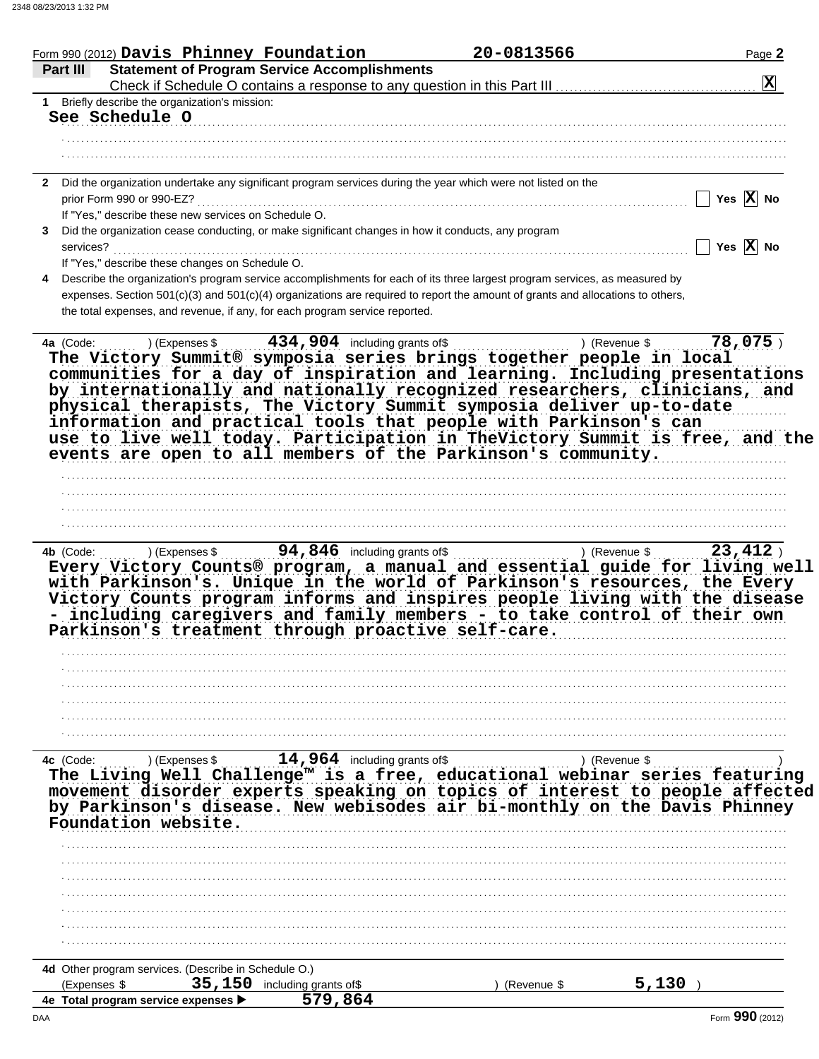Form 990 (2012) **Davis Phinney Foundation** **20-0813566**

## Part III Statement of Program Service Accomplishments

Check if Schedule O contains a response to any question in this Part III ☒

**1** Briefly describe the organization's mission:

**See Schedule O**

**2** Did the organization undertake any significant program services during the year which were not listed on the prior Form 990 or 990-EZ? ☐ Yes ☒ No

If "Yes," describe these new services on Schedule O.

**3** Did the organization cease conducting, or make significant changes in how it conducts, any program services? ☐ Yes ☒ No

If "Yes," describe these changes on Schedule O.

**4** Describe the organization's program service accomplishments for each of its three largest program services, as measured by expenses. Section 501(c)(3) and 501(c)(4) organizations are required to report the amount of grants and allocations to others, the total expenses, and revenue, if any, for each program service reported.

**4a** (Code: ) (Expenses $ **434,904** including grants of$ ) (Revenue $ **78,075** )

**The Victory Summit® symposia series brings together people in local communities for a day of inspiration and learning. Including presentations by internationally and nationally recognized researchers, clinicians, and physical therapists, The Victory Summit symposia deliver up-to-date information and practical tools that people with Parkinson's can use to live well today. Participation in TheVictory Summit is free, and the events are open to all members of the Parkinson's community.**

**4b** (Code: ) (Expenses $ **94,846** including grants of$ ) (Revenue $ **23,412** )

**Every Victory Counts® program, a manual and essential guide for living well with Parkinson's. Unique in the world of Parkinson's resources, the Every Victory Counts program informs and inspires people living with the disease - including caregivers and family members - to take control of their own Parkinson's treatment through proactive self-care.**

**4c** (Code: ) (Expenses $ **14,964** including grants of$ ) (Revenue $ )

**The Living Well Challenge™ is a free, educational webinar series featuring movement disorder experts speaking on topics of interest to people affected by Parkinson's disease. New webisodes air bi-monthly on the Davis Phinney Foundation website.**

**4d** Other program services. (Describe in Schedule O.)

(Expenses $ **35,150** including grants of$ ) (Revenue $ **5,130** )

**4e Total program service expenses ▶ 579,864**

Form **990** (2012)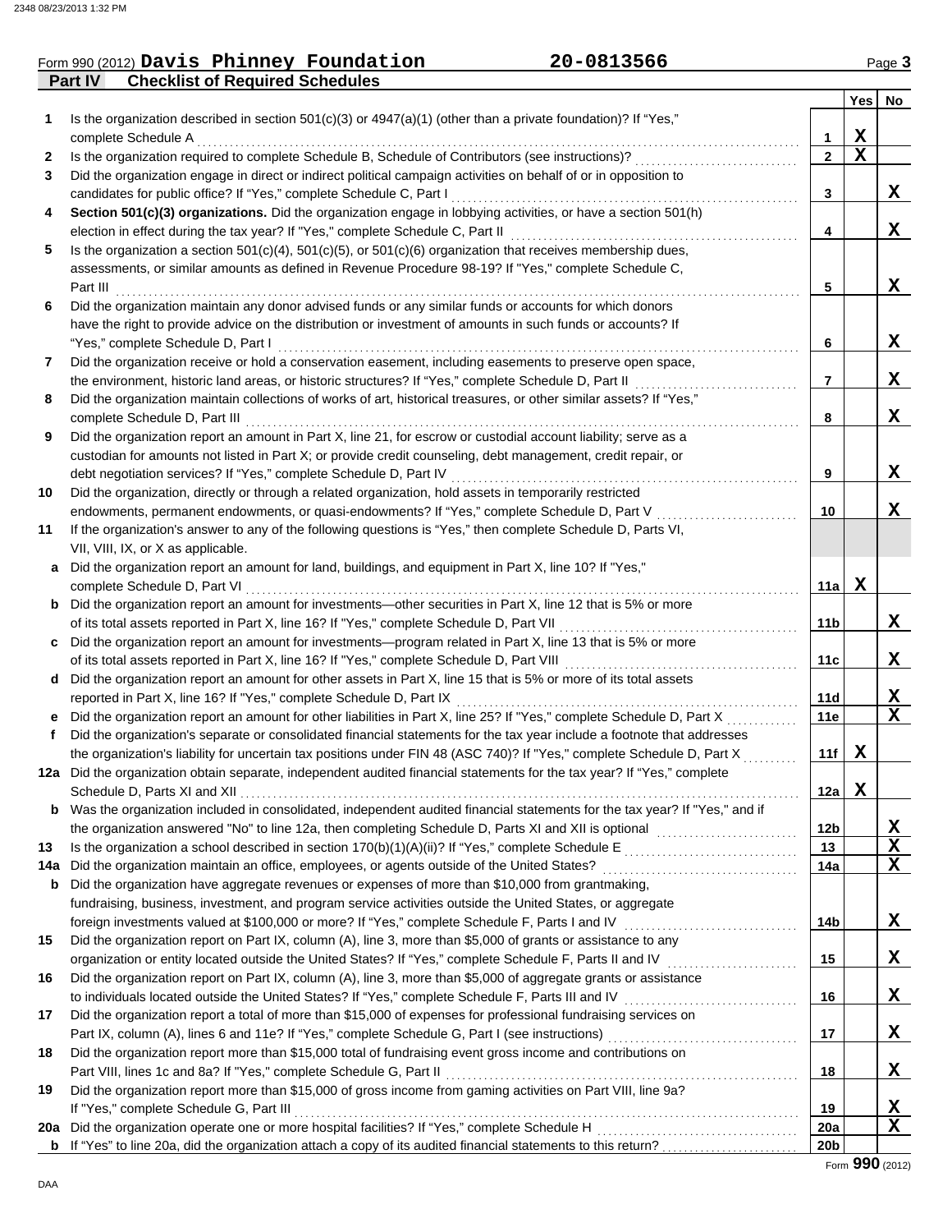Form 990 (2012) **Davis Phinney Foundation** 20-0813566

## Part IV Checklist of Required Schedules

| | | | Yes | No |
|---|---|---|---|---|
| **1** | Is the organization described in section 501(c)(3) or 4947(a)(1) (other than a private foundation)? If "Yes," complete Schedule A | 1 | X | |
| **2** | Is the organization required to complete Schedule B, Schedule of Contributors (see instructions)? | 2 | X | |
| **3** | Did the organization engage in direct or indirect political campaign activities on behalf of or in opposition to candidates for public office? If "Yes," complete Schedule C, Part I | 3 | | X |
| **4** | **Section 501(c)(3) organizations.** Did the organization engage in lobbying activities, or have a section 501(h) election in effect during the tax year? If "Yes," complete Schedule C, Part II | 4 | | X |
| **5** | Is the organization a section 501(c)(4), 501(c)(5), or 501(c)(6) organization that receives membership dues, assessments, or similar amounts as defined in Revenue Procedure 98-19? If "Yes," complete Schedule C, Part III | 5 | | X |
| **6** | Did the organization maintain any donor advised funds or any similar funds or accounts for which donors have the right to provide advice on the distribution or investment of amounts in such funds or accounts? If "Yes," complete Schedule D, Part I | 6 | | X |
| **7** | Did the organization receive or hold a conservation easement, including easements to preserve open space, the environment, historic land areas, or historic structures? If "Yes," complete Schedule D, Part II | 7 | | X |
| **8** | Did the organization maintain collections of works of art, historical treasures, or other similar assets? If "Yes," complete Schedule D, Part III | 8 | | X |
| **9** | Did the organization report an amount in Part X, line 21, for escrow or custodial account liability; serve as a custodian for amounts not listed in Part X; or provide credit counseling, debt management, credit repair, or debt negotiation services? If "Yes," complete Schedule D, Part IV | 9 | | X |
| **10** | Did the organization, directly or through a related organization, hold assets in temporarily restricted endowments, permanent endowments, or quasi-endowments? If "Yes," complete Schedule D, Part V | 10 | | X |
| **11** | If the organization's answer to any of the following questions is "Yes," then complete Schedule D, Parts VI, VII, VIII, IX, or X as applicable. | | | |
| **a** | Did the organization report an amount for land, buildings, and equipment in Part X, line 10? If "Yes," complete Schedule D, Part VI | 11a | X | |
| **b** | Did the organization report an amount for investments—other securities in Part X, line 12 that is 5% or more of its total assets reported in Part X, line 16? If "Yes," complete Schedule D, Part VII | 11b | | X |
| **c** | Did the organization report an amount for investments—program related in Part X, line 13 that is 5% or more of its total assets reported in Part X, line 16? If "Yes," complete Schedule D, Part VIII | 11c | | X |
| **d** | Did the organization report an amount for other assets in Part X, line 15 that is 5% or more of its total assets reported in Part X, line 16? If "Yes," complete Schedule D, Part IX | 11d | | X |
| **e** | Did the organization report an amount for other liabilities in Part X, line 25? If "Yes," complete Schedule D, Part X | 11e | | X |
| **f** | Did the organization's separate or consolidated financial statements for the tax year include a footnote that addresses the organization's liability for uncertain tax positions under FIN 48 (ASC 740)? If "Yes," complete Schedule D, Part X | 11f | X | |
| **12a** | Did the organization obtain separate, independent audited financial statements for the tax year? If "Yes," complete Schedule D, Parts XI and XII | 12a | X | |
| **b** | Was the organization included in consolidated, independent audited financial statements for the tax year? If "Yes," and if the organization answered "No" to line 12a, then completing Schedule D, Parts XI and XII is optional | 12b | | X |
| **13** | Is the organization a school described in section 170(b)(1)(A)(ii)? If "Yes," complete Schedule E | 13 | | X |
| **14a** | Did the organization maintain an office, employees, or agents outside of the United States? | 14a | | X |
| **b** | Did the organization have aggregate revenues or expenses of more than $10,000 from grantmaking, fundraising, business, investment, and program service activities outside the United States, or aggregate foreign investments valued at $100,000 or more? If "Yes," complete Schedule F, Parts I and IV | 14b | | X |
| **15** | Did the organization report on Part IX, column (A), line 3, more than $5,000 of grants or assistance to any organization or entity located outside the United States? If "Yes," complete Schedule F, Parts II and IV | 15 | | X |
| **16** | Did the organization report on Part IX, column (A), line 3, more than $5,000 of aggregate grants or assistance to individuals located outside the United States? If "Yes," complete Schedule F, Parts III and IV | 16 | | X |
| **17** | Did the organization report a total of more than $15,000 of expenses for professional fundraising services on Part IX, column (A), lines 6 and 11e? If "Yes," complete Schedule G, Part I (see instructions) | 17 | | X |
| **18** | Did the organization report more than $15,000 total of fundraising event gross income and contributions on Part VIII, lines 1c and 8a? If "Yes," complete Schedule G, Part II | 18 | | X |
| **19** | Did the organization report more than $15,000 of gross income from gaming activities on Part VIII, line 9a? If "Yes," complete Schedule G, Part III | 19 | | X |
| **20a** | Did the organization operate one or more hospital facilities? If "Yes," complete Schedule H | 20a | | X |
| **b** | If "Yes" to line 20a, did the organization attach a copy of its audited financial statements to this return? | 20b | | |

Form **990** (2012)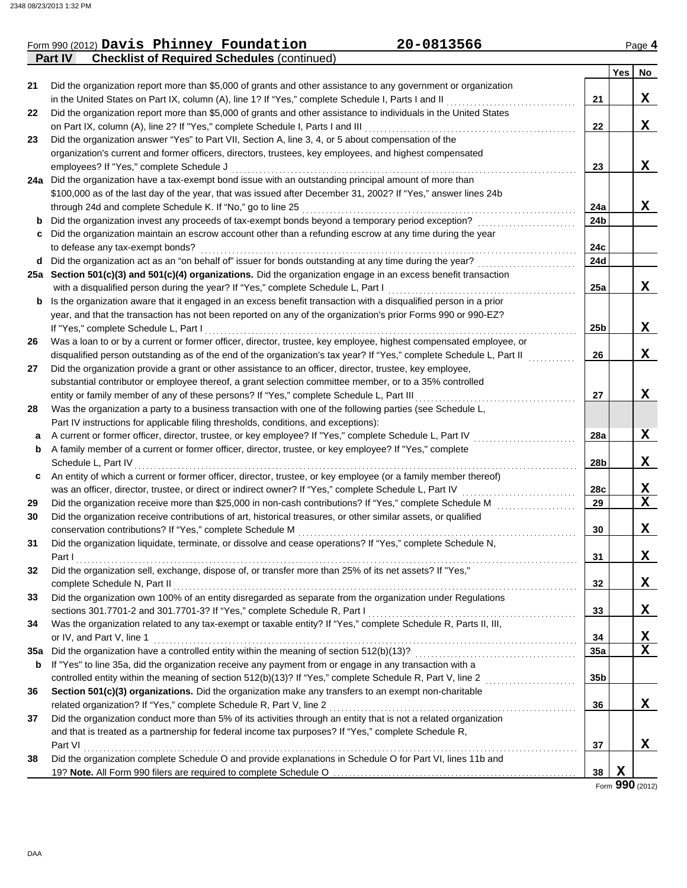Form 990 (2012) **Davis Phinney Foundation** **20-0813566** Page **4**

**Part IV Checklist of Required Schedules** (continued)

| | | | Yes | No |
|---|---|---|---|---|
| 21 | Did the organization report more than $5,000 of grants and other assistance to any government or organization in the United States on Part IX, column (A), line 1? If "Yes," complete Schedule I, Parts I and II | 21 | | X |
| 22 | Did the organization report more than $5,000 of grants and other assistance to individuals in the United States on Part IX, column (A), line 2? If "Yes," complete Schedule I, Parts I and III | 22 | | X |
| 23 | Did the organization answer "Yes" to Part VII, Section A, line 3, 4, or 5 about compensation of the organization's current and former officers, directors, trustees, key employees, and highest compensated employees? If "Yes," complete Schedule J | 23 | | X |
| 24a | Did the organization have a tax-exempt bond issue with an outstanding principal amount of more than $100,000 as of the last day of the year, that was issued after December 31, 2002? If "Yes," answer lines 24b through 24d and complete Schedule K. If "No," go to line 25 | 24a | | X |
| b | Did the organization invest any proceeds of tax-exempt bonds beyond a temporary period exception? | 24b | | |
| c | Did the organization maintain an escrow account other than a refunding escrow at any time during the year to defease any tax-exempt bonds? | 24c | | |
| d | Did the organization act as an "on behalf of" issuer for bonds outstanding at any time during the year? | 24d | | |
| 25a | **Section 501(c)(3) and 501(c)(4) organizations.** Did the organization engage in an excess benefit transaction with a disqualified person during the year? If "Yes," complete Schedule L, Part I | 25a | | X |
| b | Is the organization aware that it engaged in an excess benefit transaction with a disqualified person in a prior year, and that the transaction has not been reported on any of the organization's prior Forms 990 or 990-EZ? If "Yes," complete Schedule L, Part I | 25b | | X |
| 26 | Was a loan to or by a current or former officer, director, trustee, key employee, highest compensated employee, or disqualified person outstanding as of the end of the organization's tax year? If "Yes," complete Schedule L, Part II | 26 | | X |
| 27 | Did the organization provide a grant or other assistance to an officer, director, trustee, key employee, substantial contributor or employee thereof, a grant selection committee member, or to a 35% controlled entity or family member of any of these persons? If "Yes," complete Schedule L, Part III | 27 | | X |
| 28 | Was the organization a party to a business transaction with one of the following parties (see Schedule L, Part IV instructions for applicable filing thresholds, conditions, and exceptions): | | | |
| a | A current or former officer, director, trustee, or key employee? If "Yes," complete Schedule L, Part IV | 28a | | X |
| b | A family member of a current or former officer, director, trustee, or key employee? If "Yes," complete Schedule L, Part IV | 28b | | X |
| c | An entity of which a current or former officer, director, trustee, or key employee (or a family member thereof) was an officer, director, trustee, or direct or indirect owner? If "Yes," complete Schedule L, Part IV | 28c | | X |
| 29 | Did the organization receive more than $25,000 in non-cash contributions? If "Yes," complete Schedule M | 29 | | X |
| 30 | Did the organization receive contributions of art, historical treasures, or other similar assets, or qualified conservation contributions? If "Yes," complete Schedule M | 30 | | X |
| 31 | Did the organization liquidate, terminate, or dissolve and cease operations? If "Yes," complete Schedule N, Part I | 31 | | X |
| 32 | Did the organization sell, exchange, dispose of, or transfer more than 25% of its net assets? If "Yes," complete Schedule N, Part II | 32 | | X |
| 33 | Did the organization own 100% of an entity disregarded as separate from the organization under Regulations sections 301.7701-2 and 301.7701-3? If "Yes," complete Schedule R, Part I | 33 | | X |
| 34 | Was the organization related to any tax-exempt or taxable entity? If "Yes," complete Schedule R, Parts II, III, or IV, and Part V, line 1 | 34 | | X |
| 35a | Did the organization have a controlled entity within the meaning of section 512(b)(13)? | 35a | | X |
| b | If "Yes" to line 35a, did the organization receive any payment from or engage in any transaction with a controlled entity within the meaning of section 512(b)(13)? If "Yes," complete Schedule R, Part V, line 2 | 35b | | |
| 36 | **Section 501(c)(3) organizations.** Did the organization make any transfers to an exempt non-charitable related organization? If "Yes," complete Schedule R, Part V, line 2 | 36 | | X |
| 37 | Did the organization conduct more than 5% of its activities through an entity that is not a related organization and that is treated as a partnership for federal income tax purposes? If "Yes," complete Schedule R, Part VI | 37 | | X |
| 38 | Did the organization complete Schedule O and provide explanations in Schedule O for Part VI, lines 11b and 19? **Note.** All Form 990 filers are required to complete Schedule O | 38 | X | |

Form **990** (2012)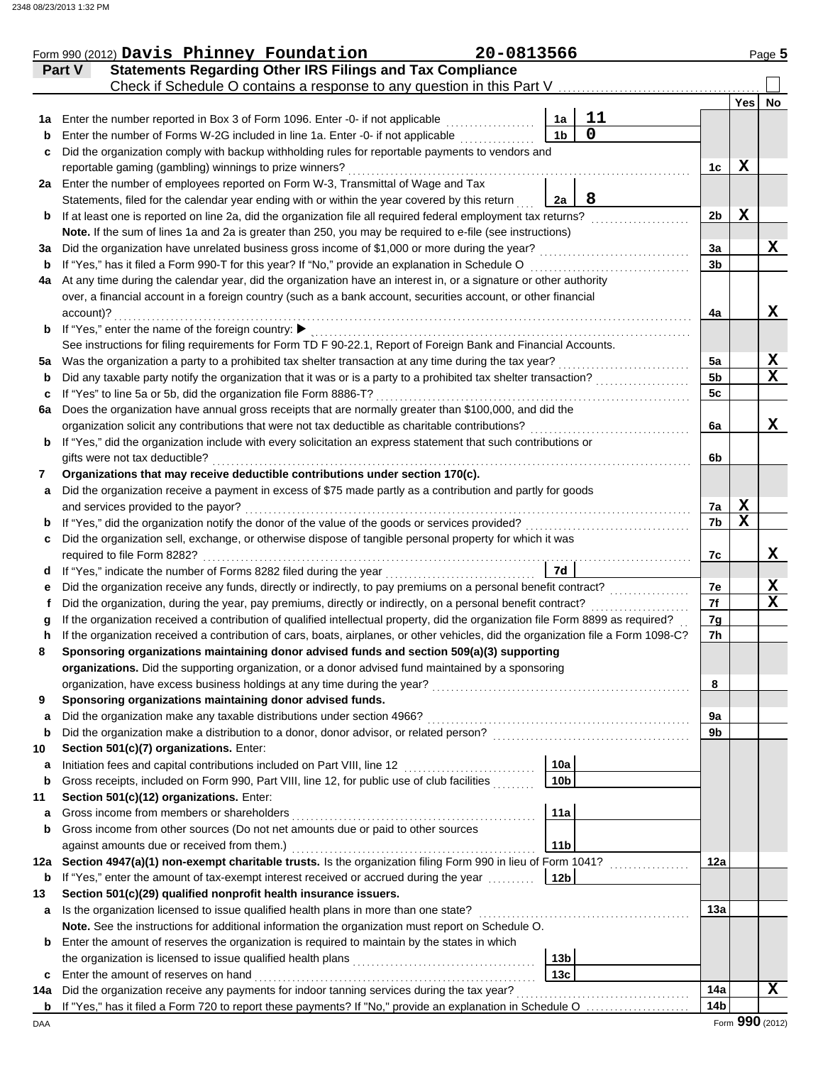Form 990 (2012) **Davis Phinney Foundation** 20-0813566 Page **5**

## Part V Statements Regarding Other IRS Filings and Tax Compliance

Check if Schedule O contains a response to any question in this Part V ☐

| | | | | | Yes | No |
|---|---|---|---|---|---|---|
| **1a** | Enter the number reported in Box 3 of Form 1096. Enter -0- if not applicable | 1a | 11 | | | |
| **b** | Enter the number of Forms W-2G included in line 1a. Enter -0- if not applicable | 1b | 0 | | | |
| **c** | Did the organization comply with backup withholding rules for reportable payments to vendors and reportable gaming (gambling) winnings to prize winners? | | | 1c | X | |
| **2a** | Enter the number of employees reported on Form W-3, Transmittal of Wage and Tax Statements, filed for the calendar year ending with or within the year covered by this return | 2a | 8 | | | |
| **b** | If at least one is reported on line 2a, did the organization file all required federal employment tax returns? | | | 2b | X | |
| | **Note.** If the sum of lines 1a and 2a is greater than 250, you may be required to e-file (see instructions) | | | | | |
| **3a** | Did the organization have unrelated business gross income of $1,000 or more during the year? | | | 3a | | X |
| **b** | If "Yes," has it filed a Form 990-T for this year? If "No," provide an explanation in Schedule O | | | 3b | | |
| **4a** | At any time during the calendar year, did the organization have an interest in, or a signature or other authority over, a financial account in a foreign country (such as a bank account, securities account, or other financial account)? | | | 4a | | X |
| **b** | If "Yes," enter the name of the foreign country: ▶ | | | | | |
| | See instructions for filing requirements for Form TD F 90-22.1, Report of Foreign Bank and Financial Accounts. | | | | | |
| **5a** | Was the organization a party to a prohibited tax shelter transaction at any time during the tax year? | | | 5a | | X |
| **b** | Did any taxable party notify the organization that it was or is a party to a prohibited tax shelter transaction? | | | 5b | | X |
| **c** | If "Yes" to line 5a or 5b, did the organization file Form 8886-T? | | | 5c | | |
| **6a** | Does the organization have annual gross receipts that are normally greater than $100,000, and did the organization solicit any contributions that were not tax deductible as charitable contributions? | | | 6a | | X |
| **b** | If "Yes," did the organization include with every solicitation an express statement that such contributions or gifts were not tax deductible? | | | 6b | | |
| **7** | **Organizations that may receive deductible contributions under section 170(c).** | | | | | |
| **a** | Did the organization receive a payment in excess of $75 made partly as a contribution and partly for goods and services provided to the payor? | | | 7a | X | |
| **b** | If "Yes," did the organization notify the donor of the value of the goods or services provided? | | | 7b | X | |
| **c** | Did the organization sell, exchange, or otherwise dispose of tangible personal property for which it was required to file Form 8282? | | | 7c | | X |
| **d** | If "Yes," indicate the number of Forms 8282 filed during the year | 7d | | | | |
| **e** | Did the organization receive any funds, directly or indirectly, to pay premiums on a personal benefit contract? | | | 7e | | X |
| **f** | Did the organization, during the year, pay premiums, directly or indirectly, on a personal benefit contract? | | | 7f | | X |
| **g** | If the organization received a contribution of qualified intellectual property, did the organization file Form 8899 as required? | | | 7g | | |
| **h** | If the organization received a contribution of cars, boats, airplanes, or other vehicles, did the organization file a Form 1098-C? | | | 7h | | |
| **8** | **Sponsoring organizations maintaining donor advised funds and section 509(a)(3) supporting organizations.** Did the supporting organization, or a donor advised fund maintained by a sponsoring organization, have excess business holdings at any time during the year? | | | 8 | | |
| **9** | **Sponsoring organizations maintaining donor advised funds.** | | | | | |
| **a** | Did the organization make any taxable distributions under section 4966? | | | 9a | | |
| **b** | Did the organization make a distribution to a donor, donor advisor, or related person? | | | 9b | | |
| **10** | **Section 501(c)(7) organizations.** Enter: | | | | | |
| **a** | Initiation fees and capital contributions included on Part VIII, line 12 | 10a | | | | |
| **b** | Gross receipts, included on Form 990, Part VIII, line 12, for public use of club facilities | 10b | | | | |
| **11** | **Section 501(c)(12) organizations.** Enter: | | | | | |
| **a** | Gross income from members or shareholders | 11a | | | | |
| **b** | Gross income from other sources (Do not net amounts due or paid to other sources against amounts due or received from them.) | 11b | | | | |
| **12a** | **Section 4947(a)(1) non-exempt charitable trusts.** Is the organization filing Form 990 in lieu of Form 1041? | | | 12a | | |
| **b** | If "Yes," enter the amount of tax-exempt interest received or accrued during the year | 12b | | | | |
| **13** | **Section 501(c)(29) qualified nonprofit health insurance issuers.** | | | | | |
| **a** | Is the organization licensed to issue qualified health plans in more than one state? | | | 13a | | |
| | **Note.** See the instructions for additional information the organization must report on Schedule O. | | | | | |
| **b** | Enter the amount of reserves the organization is required to maintain by the states in which the organization is licensed to issue qualified health plans | 13b | | | | |
| **c** | Enter the amount of reserves on hand | 13c | | | | |
| **14a** | Did the organization receive any payments for indoor tanning services during the tax year? | | | 14a | | X |
| **b** | If "Yes," has it filed a Form 720 to report these payments? If "No," provide an explanation in Schedule O | | | 14b | | |

DAA Form **990** (2012)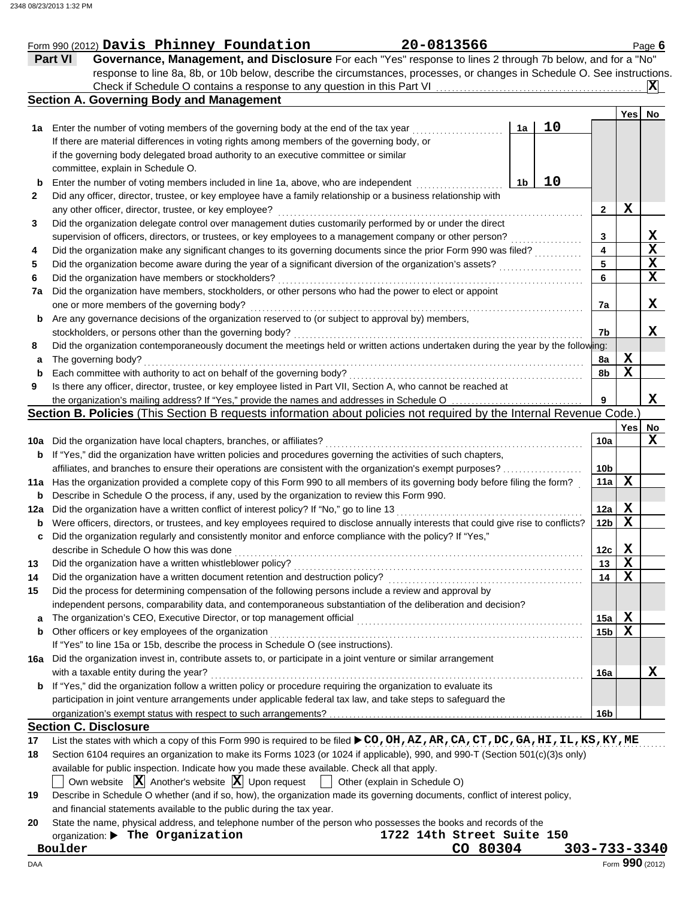Form 990 (2012) **Davis Phinney Foundation** **20-0813566** Page **6**

## Part VI Governance, Management, and Disclosure

For each "Yes" response to lines 2 through 7b below, and for a "No" response to line 8a, 8b, or 10b below, describe the circumstances, processes, or changes in Schedule O. See instructions.

Check if Schedule O contains a response to any question in this Part VI ..... **X**

### Section A. Governing Body and Management

| | | | | Yes | No |
|---|---|---|---|---|---|
| 1a | Enter the number of voting members of the governing body at the end of the tax year. If there are material differences in voting rights among members of the governing body, or if the governing body delegated broad authority to an executive committee or similar committee, explain in Schedule O. | 1a | 10 | | |
| b | Enter the number of voting members included in line 1a, above, who are independent | 1b | 10 | | |
| 2 | Did any officer, director, trustee, or key employee have a family relationship or a business relationship with any other officer, director, trustee, or key employee? | 2 | | X | |
| 3 | Did the organization delegate control over management duties customarily performed by or under the direct supervision of officers, directors, or trustees, or key employees to a management company or other person? | 3 | | | X |
| 4 | Did the organization make any significant changes to its governing documents since the prior Form 990 was filed? | 4 | | | X |
| 5 | Did the organization become aware during the year of a significant diversion of the organization's assets? | 5 | | | X |
| 6 | Did the organization have members or stockholders? | 6 | | | X |
| 7a | Did the organization have members, stockholders, or other persons who had the power to elect or appoint one or more members of the governing body? | 7a | | | X |
| b | Are any governance decisions of the organization reserved to (or subject to approval by) members, stockholders, or persons other than the governing body? | 7b | | | X |
| 8 | Did the organization contemporaneously document the meetings held or written actions undertaken during the year by the following: | | | | |
| a | The governing body? | 8a | | X | |
| b | Each committee with authority to act on behalf of the governing body? | 8b | | X | |
| 9 | Is there any officer, director, trustee, or key employee listed in Part VII, Section A, who cannot be reached at the organization's mailing address? If "Yes," provide the names and addresses in Schedule O | 9 | | | X |

### Section B. Policies (This Section B requests information about policies not required by the Internal Revenue Code.)

| | | | Yes | No |
|---|---|---|---|---|
| 10a | Did the organization have local chapters, branches, or affiliates? | 10a | | X |
| b | If "Yes," did the organization have written policies and procedures governing the activities of such chapters, affiliates, and branches to ensure their operations are consistent with the organization's exempt purposes? | 10b | | |
| 11a | Has the organization provided a complete copy of this Form 990 to all members of its governing body before filing the form? | 11a | X | |
| b | Describe in Schedule O the process, if any, used by the organization to review this Form 990. | | | |
| 12a | Did the organization have a written conflict of interest policy? If "No," go to line 13 | 12a | X | |
| b | Were officers, directors, or trustees, and key employees required to disclose annually interests that could give rise to conflicts? | 12b | X | |
| c | Did the organization regularly and consistently monitor and enforce compliance with the policy? If "Yes," describe in Schedule O how this was done | 12c | X | |
| 13 | Did the organization have a written whistleblower policy? | 13 | X | |
| 14 | Did the organization have a written document retention and destruction policy? | 14 | X | |
| 15 | Did the process for determining compensation of the following persons include a review and approval by independent persons, comparability data, and contemporaneous substantiation of the deliberation and decision? | | | |
| a | The organization's CEO, Executive Director, or top management official | 15a | X | |
| b | Other officers or key employees of the organization | 15b | X | |
| | If "Yes" to line 15a or 15b, describe the process in Schedule O (see instructions). | | | |
| 16a | Did the organization invest in, contribute assets to, or participate in a joint venture or similar arrangement with a taxable entity during the year? | 16a | | X |
| b | If "Yes," did the organization follow a written policy or procedure requiring the organization to evaluate its participation in joint venture arrangements under applicable federal tax law, and take steps to safeguard the organization's exempt status with respect to such arrangements? | 16b | | |

### Section C. Disclosure

17 List the states with which a copy of this Form 990 is required to be filed ▶ **CO, OH, AZ, AR, CA, CT, DC, GA, HI, IL, KS, KY, ME**

18 Section 6104 requires an organization to make its Forms 1023 (or 1024 if applicable), 990, and 990-T (Section 501(c)(3)s only) available for public inspection. Indicate how you made these available. Check all that apply.

☐ Own website ☒ Another's website ☒ Upon request ☐ Other (explain in Schedule O)

19 Describe in Schedule O whether (and if so, how), the organization made its governing documents, conflict of interest policy, and financial statements available to the public during the tax year.

20 State the name, physical address, and telephone number of the person who possesses the books and records of the organization: ▶ **The Organization** **1722 14th Street Suite 150** **Boulder** **CO 80304** **303-733-3340**

DAA Form **990** (2012)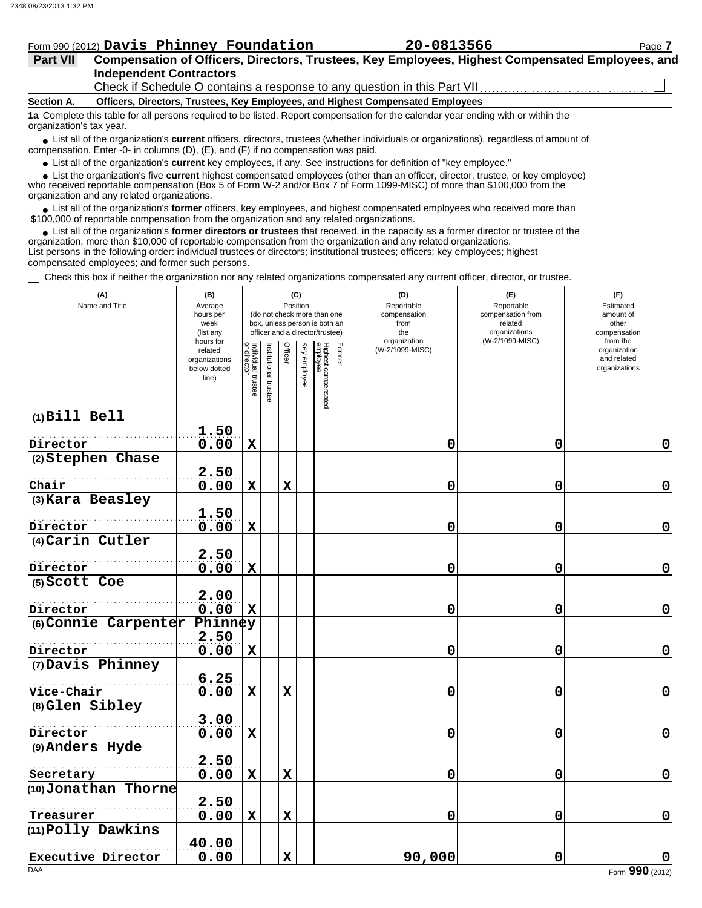2348 08/23/2013 1:32 PM

Form 990 (2012) **Davis Phinney Foundation** **20-0813566** Page **7**

**Part VII** **Compensation of Officers, Directors, Trustees, Key Employees, Highest Compensated Employees, and Independent Contractors**

Check if Schedule O contains a response to any question in this Part VII ☐

**Section A. Officers, Directors, Trustees, Key Employees, and Highest Compensated Employees**

**1a** Complete this table for all persons required to be listed. Report compensation for the calendar year ending with or within the organization's tax year.

- List all of the organization's **current** officers, directors, trustees (whether individuals or organizations), regardless of amount of compensation. Enter -0- in columns (D), (E), and (F) if no compensation was paid.
- List all of the organization's **current** key employees, if any. See instructions for definition of "key employee."
- List the organization's five **current** highest compensated employees (other than an officer, director, trustee, or key employee) who received reportable compensation (Box 5 of Form W-2 and/or Box 7 of Form 1099-MISC) of more than $100,000 from the organization and any related organizations.
- List all of the organization's **former** officers, key employees, and highest compensated employees who received more than $100,000 of reportable compensation from the organization and any related organizations.
- List all of the organization's **former directors or trustees** that received, in the capacity as a former director or trustee of the organization, more than $10,000 of reportable compensation from the organization and any related organizations.

List persons in the following order: individual trustees or directors; institutional trustees; officers; key employees; highest compensated employees; and former such persons.

☐ Check this box if neither the organization nor any related organizations compensated any current officer, director, or trustee.

| (A) Name and Title | (B) Average hours per week (list any hours for related organizations below dotted line) | (C) Position: Individual trustee or director | Institutional trustee | Officer | Key employee | Highest compensated employee | Former | (D) Reportable compensation from the organization (W-2/1099-MISC) | (E) Reportable compensation from related organizations (W-2/1099-MISC) | (F) Estimated amount of other compensation from the organization and related organizations |
|---|---|---|---|---|---|---|---|---|---|---|
| (1) Bill Bell<br>Director | 1.50<br>0.00 | X | | | | | | 0 | 0 | 0 |
| (2) Stephen Chase<br>Chair | 2.50<br>0.00 | X | | X | | | | 0 | 0 | 0 |
| (3) Kara Beasley<br>Director | 1.50<br>0.00 | X | | | | | | 0 | 0 | 0 |
| (4) Carin Cutler<br>Director | 2.50<br>0.00 | X | | | | | | 0 | 0 | 0 |
| (5) Scott Coe<br>Director | 2.00<br>0.00 | X | | | | | | 0 | 0 | 0 |
| (6) Connie Carpenter Phinney<br>Director | 2.50<br>0.00 | X | | | | | | 0 | 0 | 0 |
| (7) Davis Phinney<br>Vice-Chair | 6.25<br>0.00 | X | | X | | | | 0 | 0 | 0 |
| (8) Glen Sibley<br>Director | 3.00<br>0.00 | X | | | | | | 0 | 0 | 0 |
| (9) Anders Hyde<br>Secretary | 2.50<br>0.00 | X | | X | | | | 0 | 0 | 0 |
| (10) Jonathan Thorne<br>Treasurer | 2.50<br>0.00 | X | | X | | | | 0 | 0 | 0 |
| (11) Polly Dawkins<br>Executive Director | 40.00<br>0.00 | | | X | | | | 90,000 | 0 | 0 |

DAA Form **990** (2012)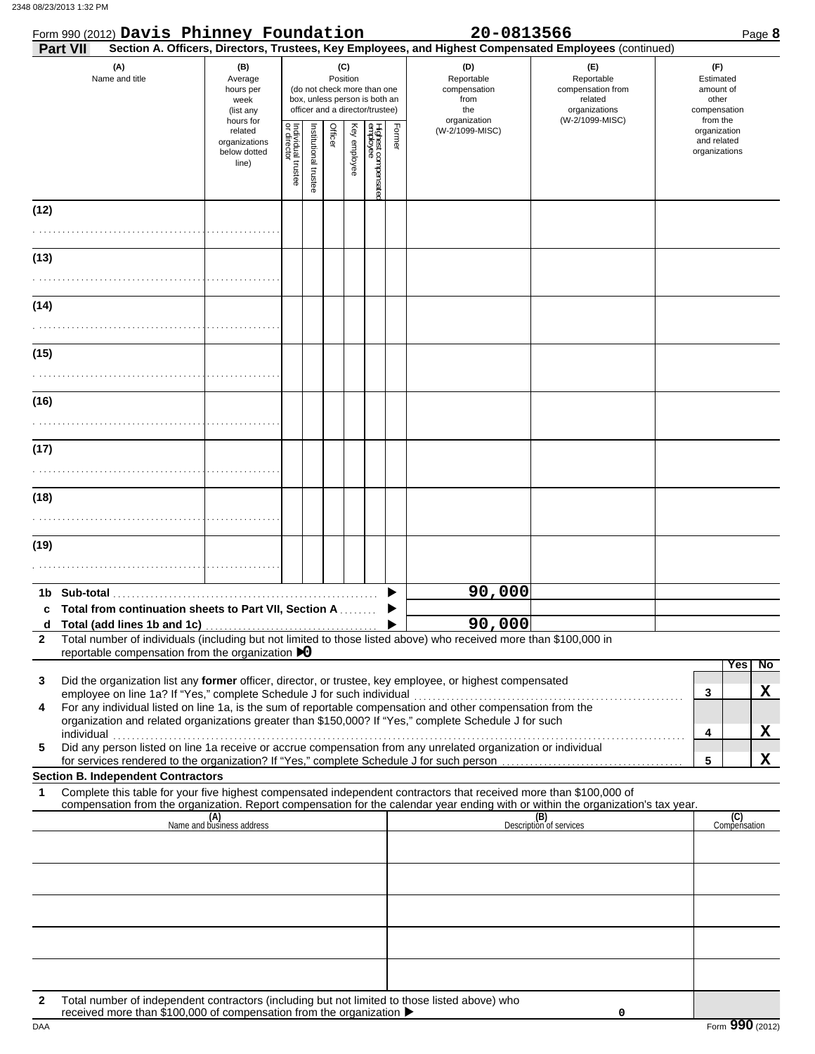Form 990 (2012) **Davis Phinney Foundation** **20-0813566**

**Part VII** **Section A. Officers, Directors, Trustees, Key Employees, and Highest Compensated Employees** (continued)

| (A) Name and title | (B) Average hours per week (list any hours for related organizations below dotted line) | (C) Position (do not check more than one box, unless person is both an officer and a director/trustee): Individual trustee or director | Institutional trustee | Officer | Key employee | Highest compensated employee | Former | (D) Reportable compensation from the organization (W-2/1099-MISC) | (E) Reportable compensation from related organizations (W-2/1099-MISC) | (F) Estimated amount of other compensation from the organization and related organizations |
|---|---|---|---|---|---|---|---|---|---|---|
| (12) | | | | | | | | | | |
| (13) | | | | | | | | | | |
| (14) | | | | | | | | | | |
| (15) | | | | | | | | | | |
| (16) | | | | | | | | | | |
| (17) | | | | | | | | | | |
| (18) | | | | | | | | | | |
| (19) | | | | | | | | | | |

| | | (D) | (E) | (F) |
|---|---|---|---|---|
| 1b | Sub-total ▶ | 90,000 | | |
| c | Total from continuation sheets to Part VII, Section A ▶ | | | |
| d | Total (add lines 1b and 1c) ▶ | 90,000 | | |

**2** Total number of individuals (including but not limited to those listed above) who received more than $100,000 in reportable compensation from the organization ▶ 0

| | | | Yes | No |
|---|---|---|---|---|
| 3 | Did the organization list any **former** officer, director, or trustee, key employee, or highest compensated employee on line 1a? If "Yes," complete Schedule J for such individual | 3 | | X |
| 4 | For any individual listed on line 1a, is the sum of reportable compensation and other compensation from the organization and related organizations greater than $150,000? If "Yes," complete Schedule J for such individual | 4 | | X |
| 5 | Did any person listed on line 1a receive or accrue compensation from any unrelated organization or individual for services rendered to the organization? If "Yes," complete Schedule J for such person | 5 | | X |

**Section B. Independent Contractors**

**1** Complete this table for your five highest compensated independent contractors that received more than $100,000 of compensation from the organization. Report compensation for the calendar year ending with or within the organization's tax year.

| (A) Name and business address | (B) Description of services | (C) Compensation |
|---|---|---|
| | | |
| | | |
| | | |
| | | |
| | | |

**2** Total number of independent contractors (including but not limited to those listed above) who received more than $100,000 of compensation from the organization ▶ 0

DAA Form **990** (2012)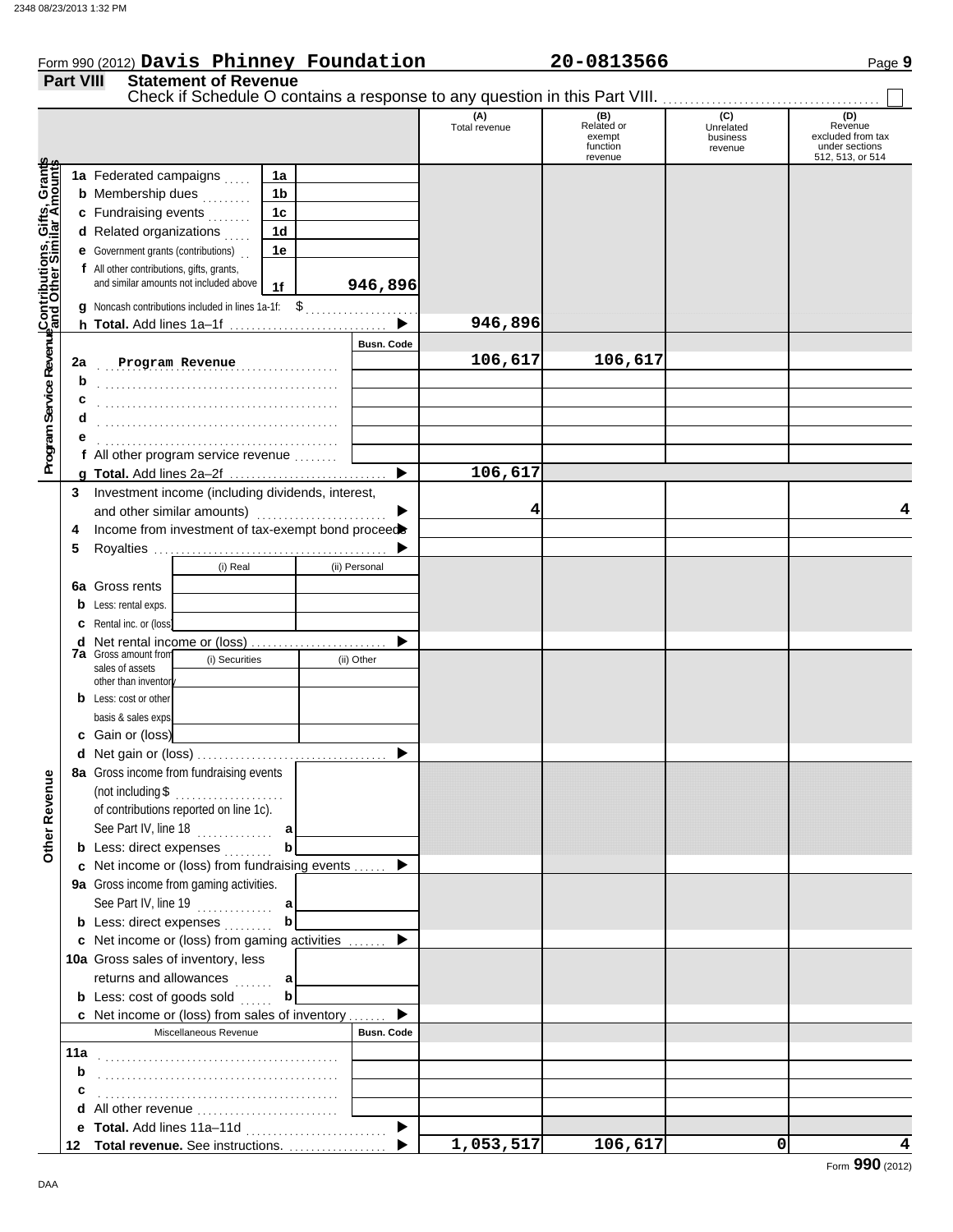Form 990 (2012) **Davis Phinney Foundation** **20-0813566** Page **9**

## Part VIII Statement of Revenue

Check if Schedule O contains a response to any question in this Part VIII. ☐

| | | | | (A) Total revenue | (B) Related or exempt function revenue | (C) Unrelated business revenue | (D) Revenue excluded from tax under sections 512, 513, or 514 |
|---|---|---|---|---|---|---|---|
| **Contributions, Gifts, Grants and Other Similar Amounts** | 1a Federated campaigns | 1a | | | | | |
| | b Membership dues | 1b | | | | | |
| | c Fundraising events | 1c | | | | | |
| | d Related organizations | 1d | | | | | |
| | e Government grants (contributions) | 1e | | | | | |
| | f All other contributions, gifts, grants, and similar amounts not included above | 1f | 946,896 | | | | |
| | g Noncash contributions included in lines 1a-1f: $ | | | | | | |
| | h **Total.** Add lines 1a–1f | | ▶ | 946,896 | | | |
| **Program Service Revenue** | | | Busn. Code | | | | |
| | 2a Program Revenue | | | 106,617 | 106,617 | | |
| | b | | | | | | |
| | c | | | | | | |
| | d | | | | | | |
| | e | | | | | | |
| | f All other program service revenue | | | | | | |
| | g **Total.** Add lines 2a–2f | | ▶ | 106,617 | | | |
| **Other Revenue** | 3 Investment income (including dividends, interest, and other similar amounts) | | ▶ | 4 | | | 4 |
| | 4 Income from investment of tax-exempt bond proceeds | | ▶ | | | | |
| | 5 Royalties | | ▶ | | | | |
| | | (i) Real | (ii) Personal | | | | |
| | 6a Gross rents | | | | | | |
| | b Less: rental exps. | | | | | | |
| | c Rental inc. or (loss) | | | | | | |
| | d Net rental income or (loss) | | ▶ | | | | |
| | | (i) Securities | (ii) Other | | | | |
| | 7a Gross amount from sales of assets other than inventory | | | | | | |
| | b Less: cost or other basis & sales exps. | | | | | | |
| | c Gain or (loss) | | | | | | |
| | d Net gain or (loss) | | ▶ | | | | |
| | 8a Gross income from fundraising events (not including $ of contributions reported on line 1c). See Part IV, line 18 | a | | | | | |
| | b Less: direct expenses | b | | | | | |
| | c Net income or (loss) from fundraising events | | ▶ | | | | |
| | 9a Gross income from gaming activities. See Part IV, line 19 | a | | | | | |
| | b Less: direct expenses | b | | | | | |
| | c Net income or (loss) from gaming activities | | ▶ | | | | |
| | 10a Gross sales of inventory, less returns and allowances | a | | | | | |
| | b Less: cost of goods sold | b | | | | | |
| | c Net income or (loss) from sales of inventory | | ▶ | | | | |
| | Miscellaneous Revenue | | Busn. Code | | | | |
| | 11a | | | | | | |
| | b | | | | | | |
| | c | | | | | | |
| | d All other revenue | | | | | | |
| | e **Total.** Add lines 11a–11d | | ▶ | | | | |
| | 12 **Total revenue.** See instructions. | | ▶ | 1,053,517 | 106,617 | 0 | 4 |

Form **990** (2012)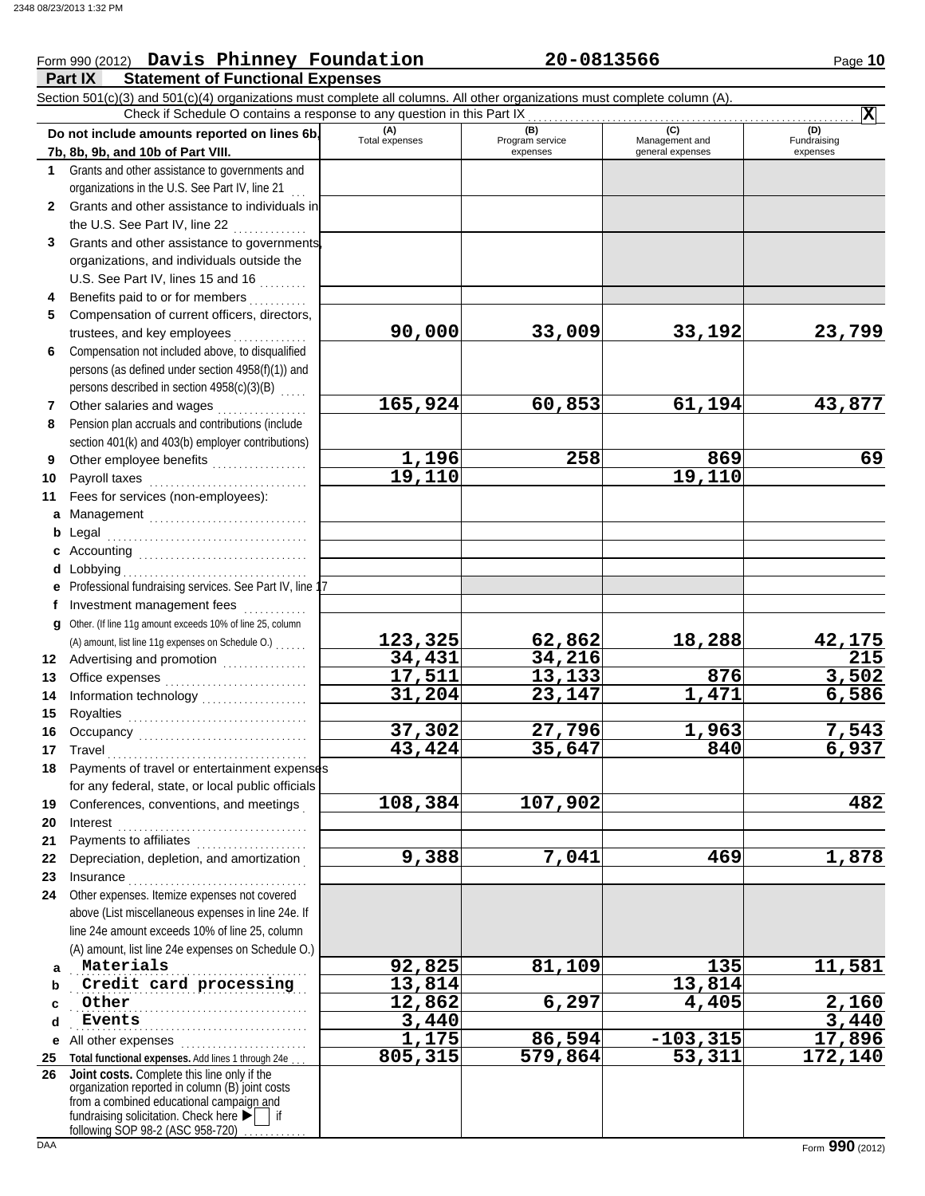Form 990 (2012) **Davis Phinney Foundation** **20-0813566**

## Part IX Statement of Functional Expenses

Section 501(c)(3) and 501(c)(4) organizations must complete all columns. All other organizations must complete column (A).

Check if Schedule O contains a response to any question in this Part IX . . . . . . . . . . . . . . . . . . . . . . . . . . . . . . . . . . . . **X**

| Do not include amounts reported on lines 6b, 7b, 8b, 9b, and 10b of Part VIII. | (A) Total expenses | (B) Program service expenses | (C) Management and general expenses | (D) Fundraising expenses |
|---|---|---|---|---|
| **1** Grants and other assistance to governments and organizations in the U.S. See Part IV, line 21 | | | | |
| **2** Grants and other assistance to individuals in the U.S. See Part IV, line 22 | | | | |
| **3** Grants and other assistance to governments, organizations, and individuals outside the U.S. See Part IV, lines 15 and 16 | | | | |
| **4** Benefits paid to or for members | | | | |
| **5** Compensation of current officers, directors, trustees, and key employees | 90,000 | 33,009 | 33,192 | 23,799 |
| **6** Compensation not included above, to disqualified persons (as defined under section 4958(f)(1)) and persons described in section 4958(c)(3)(B) | | | | |
| **7** Other salaries and wages | 165,924 | 60,853 | 61,194 | 43,877 |
| **8** Pension plan accruals and contributions (include section 401(k) and 403(b) employer contributions) | | | | |
| **9** Other employee benefits | 1,196 | 258 | 869 | 69 |
| **10** Payroll taxes | 19,110 | | 19,110 | |
| **11** Fees for services (non-employees): | | | | |
| **a** Management | | | | |
| **b** Legal | | | | |
| **c** Accounting | | | | |
| **d** Lobbying | | | | |
| **e** Professional fundraising services. See Part IV, line 17 | | | | |
| **f** Investment management fees | | | | |
| **g** Other. (If line 11g amount exceeds 10% of line 25, column (A) amount, list line 11g expenses on Schedule O.) | 123,325 | 62,862 | 18,288 | 42,175 |
| **12** Advertising and promotion | 34,431 | 34,216 | | 215 |
| **13** Office expenses | 17,511 | 13,133 | 876 | 3,502 |
| **14** Information technology | 31,204 | 23,147 | 1,471 | 6,586 |
| **15** Royalties | | | | |
| **16** Occupancy | 37,302 | 27,796 | 1,963 | 7,543 |
| **17** Travel | 43,424 | 35,647 | 840 | 6,937 |
| **18** Payments of travel or entertainment expenses for any federal, state, or local public officials | | | | |
| **19** Conferences, conventions, and meetings | 108,384 | 107,902 | | 482 |
| **20** Interest | | | | |
| **21** Payments to affiliates | | | | |
| **22** Depreciation, depletion, and amortization | 9,388 | 7,041 | 469 | 1,878 |
| **23** Insurance | | | | |
| **24** Other expenses. Itemize expenses not covered above (List miscellaneous expenses in line 24e. If line 24e amount exceeds 10% of line 25, column (A) amount, list line 24e expenses on Schedule O.) | | | | |
| **a** Materials | 92,825 | 81,109 | 135 | 11,581 |
| **b** Credit card processing | 13,814 | | 13,814 | |
| **c** Other | 12,862 | 6,297 | 4,405 | 2,160 |
| **d** Events | 3,440 | | | 3,440 |
| **e** All other expenses | 1,175 | 86,594 | -103,315 | 17,896 |
| **25** Total functional expenses. Add lines 1 through 24e | 805,315 | 579,864 | 53,311 | 172,140 |
| **26** Joint costs. Complete this line only if the organization reported in column (B) joint costs from a combined educational campaign and fundraising solicitation. Check here ▶ ☐ if following SOP 98-2 (ASC 958-720) | | | | |

Form **990** (2012)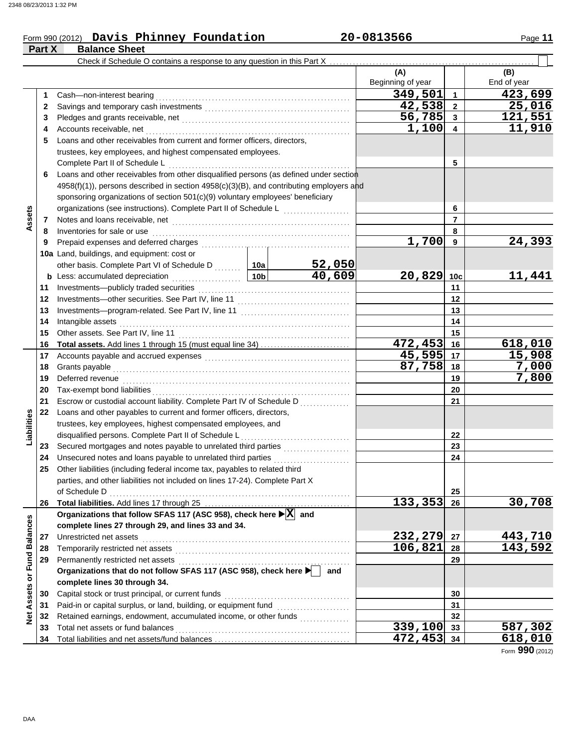Form 990 (2012) **Davis Phinney Foundation** **20-0813566**

**Part X Balance Sheet**

Check if Schedule O contains a response to any question in this Part X ☐

| | | | (A) Beginning of year | | (B) End of year |
|---|---|---|---|---|---|
| **Assets** | 1 | Cash—non-interest bearing | 349,501 | 1 | 423,699 |
| | 2 | Savings and temporary cash investments | 42,538 | 2 | 25,016 |
| | 3 | Pledges and grants receivable, net | 56,785 | 3 | 121,551 |
| | 4 | Accounts receivable, net | 1,100 | 4 | 11,910 |
| | 5 | Loans and other receivables from current and former officers, directors, trustees, key employees, and highest compensated employees. Complete Part II of Schedule L | | 5 | |
| | 6 | Loans and other receivables from other disqualified persons (as defined under section 4958(f)(1)), persons described in section 4958(c)(3)(B), and contributing employers and sponsoring organizations of section 501(c)(9) voluntary employees' beneficiary organizations (see instructions). Complete Part II of Schedule L | | 6 | |
| | 7 | Notes and loans receivable, net | | 7 | |
| | 8 | Inventories for sale or use | | 8 | |
| | 9 | Prepaid expenses and deferred charges | 1,700 | 9 | 24,393 |
| | 10a | Land, buildings, and equipment: cost or other basis. Complete Part VI of Schedule D — 10a: 52,050 | | | |
| | b | Less: accumulated depreciation — 10b: 40,609 | 20,829 | 10c | 11,441 |
| | 11 | Investments—publicly traded securities | | 11 | |
| | 12 | Investments—other securities. See Part IV, line 11 | | 12 | |
| | 13 | Investments—program-related. See Part IV, line 11 | | 13 | |
| | 14 | Intangible assets | | 14 | |
| | 15 | Other assets. See Part IV, line 11 | | 15 | |
| | 16 | **Total assets.** Add lines 1 through 15 (must equal line 34) | 472,453 | 16 | 618,010 |
| **Liabilities** | 17 | Accounts payable and accrued expenses | 45,595 | 17 | 15,908 |
| | 18 | Grants payable | 87,758 | 18 | 7,000 |
| | 19 | Deferred revenue | | 19 | 7,800 |
| | 20 | Tax-exempt bond liabilities | | 20 | |
| | 21 | Escrow or custodial account liability. Complete Part IV of Schedule D | | 21 | |
| | 22 | Loans and other payables to current and former officers, directors, trustees, key employees, highest compensated employees, and disqualified persons. Complete Part II of Schedule L | | 22 | |
| | 23 | Secured mortgages and notes payable to unrelated third parties | | 23 | |
| | 24 | Unsecured notes and loans payable to unrelated third parties | | 24 | |
| | 25 | Other liabilities (including federal income tax, payables to related third parties, and other liabilities not included on lines 17-24). Complete Part X of Schedule D | | 25 | |
| | 26 | **Total liabilities.** Add lines 17 through 25 | 133,353 | 26 | 30,708 |
| **Net Assets or Fund Balances** | | **Organizations that follow SFAS 117 (ASC 958), check here ▶ ☒ and complete lines 27 through 29, and lines 33 and 34.** | | | |
| | 27 | Unrestricted net assets | 232,279 | 27 | 443,710 |
| | 28 | Temporarily restricted net assets | 106,821 | 28 | 143,592 |
| | 29 | Permanently restricted net assets | | 29 | |
| | | **Organizations that do not follow SFAS 117 (ASC 958), check here ▶ ☐ and complete lines 30 through 34.** | | | |
| | 30 | Capital stock or trust principal, or current funds | | 30 | |
| | 31 | Paid-in or capital surplus, or land, building, or equipment fund | | 31 | |
| | 32 | Retained earnings, endowment, accumulated income, or other funds | | 32 | |
| | 33 | Total net assets or fund balances | 339,100 | 33 | 587,302 |
| | 34 | Total liabilities and net assets/fund balances | 472,453 | 34 | 618,010 |

Form **990** (2012)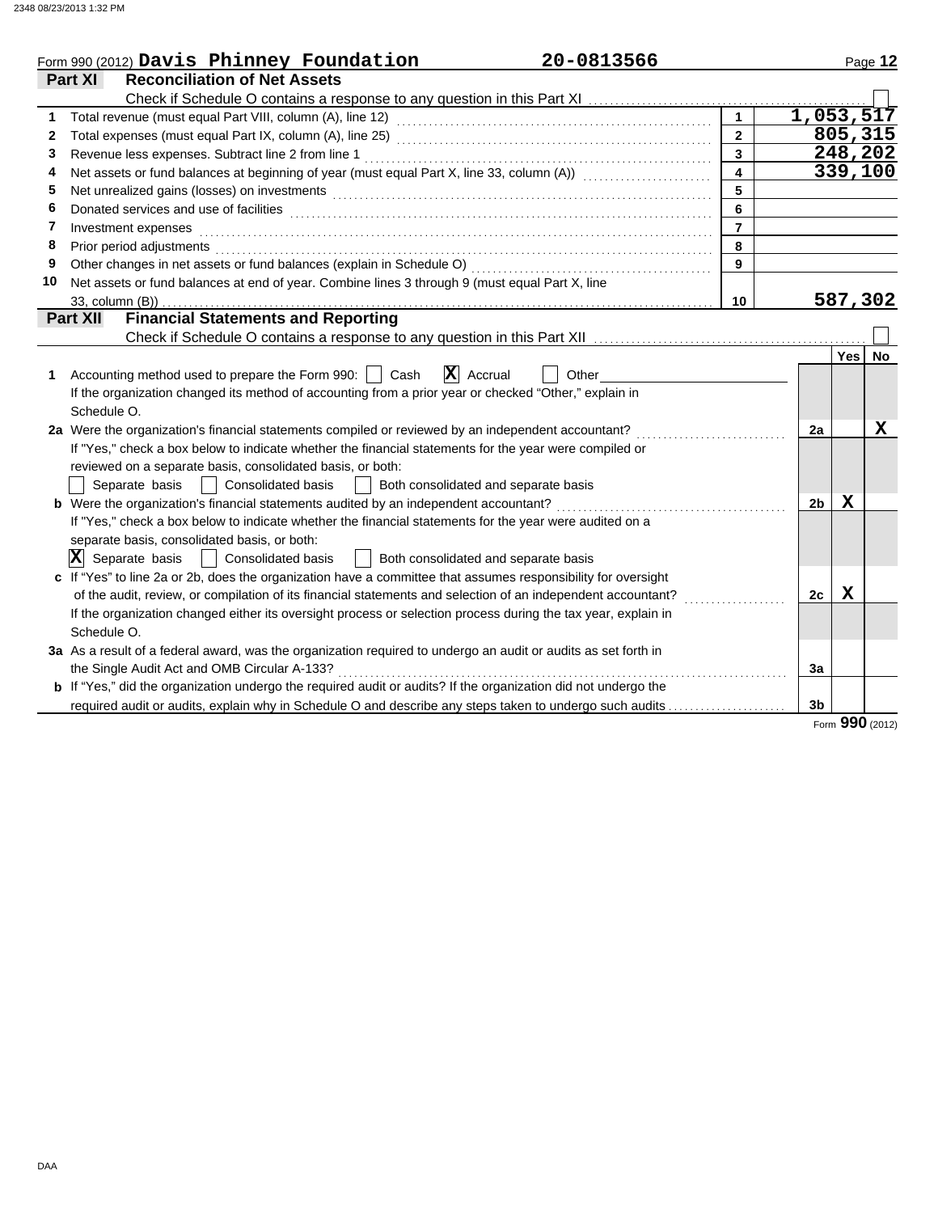Form 990 (2012) **Davis Phinney Foundation** **20-0813566**

## Part XI Reconciliation of Net Assets

Check if Schedule O contains a response to any question in this Part XI ☐

| | | | |
|---|---|---|---|
| 1 | Total revenue (must equal Part VIII, column (A), line 12) | 1 | 1,053,517 |
| 2 | Total expenses (must equal Part IX, column (A), line 25) | 2 | 805,315 |
| 3 | Revenue less expenses. Subtract line 2 from line 1 | 3 | 248,202 |
| 4 | Net assets or fund balances at beginning of year (must equal Part X, line 33, column (A)) | 4 | 339,100 |
| 5 | Net unrealized gains (losses) on investments | 5 | |
| 6 | Donated services and use of facilities | 6 | |
| 7 | Investment expenses | 7 | |
| 8 | Prior period adjustments | 8 | |
| 9 | Other changes in net assets or fund balances (explain in Schedule O) | 9 | |
| 10 | Net assets or fund balances at end of year. Combine lines 3 through 9 (must equal Part X, line 33, column (B)) | 10 | 587,302 |

## Part XII Financial Statements and Reporting

Check if Schedule O contains a response to any question in this Part XII ☐

| | | | Yes | No |
|---|---|---|---|---|
| 1 | Accounting method used to prepare the Form 990: ☐ Cash ☒ Accrual ☐ Other<br>If the organization changed its method of accounting from a prior year or checked "Other," explain in Schedule O. | | | |
| 2a | Were the organization's financial statements compiled or reviewed by an independent accountant?<br>If "Yes," check a box below to indicate whether the financial statements for the year were compiled or reviewed on a separate basis, consolidated basis, or both:<br>☐ Separate basis ☐ Consolidated basis ☐ Both consolidated and separate basis | 2a | | X |
| b | Were the organization's financial statements audited by an independent accountant?<br>If "Yes," check a box below to indicate whether the financial statements for the year were audited on a separate basis, consolidated basis, or both:<br>☒ Separate basis ☐ Consolidated basis ☐ Both consolidated and separate basis | 2b | X | |
| c | If "Yes" to line 2a or 2b, does the organization have a committee that assumes responsibility for oversight of the audit, review, or compilation of its financial statements and selection of an independent accountant?<br>If the organization changed either its oversight process or selection process during the tax year, explain in Schedule O. | 2c | X | |
| 3a | As a result of a federal award, was the organization required to undergo an audit or audits as set forth in the Single Audit Act and OMB Circular A-133? | 3a | | |
| b | If "Yes," did the organization undergo the required audit or audits? If the organization did not undergo the required audit or audits, explain why in Schedule O and describe any steps taken to undergo such audits | 3b | | |

Form **990** (2012)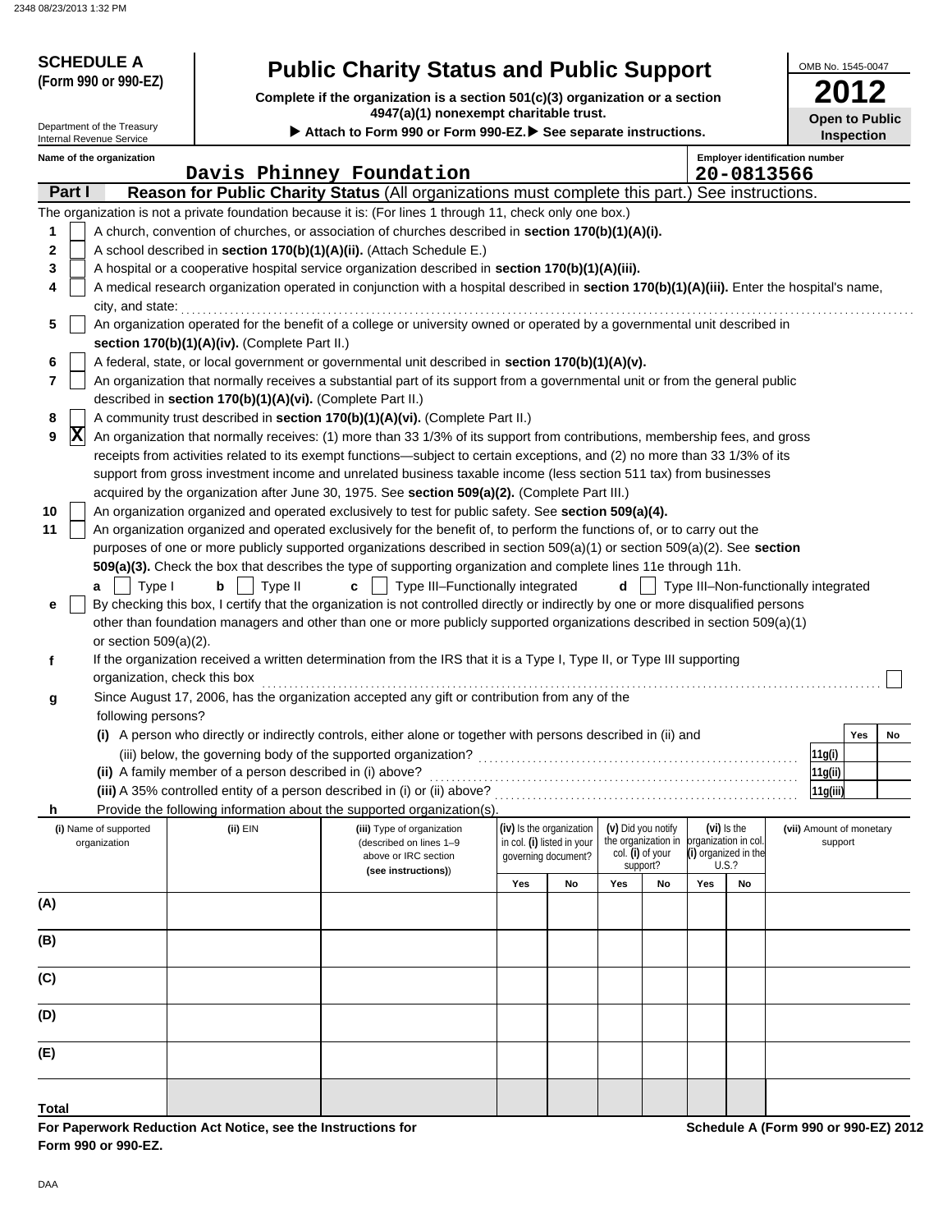**SCHEDULE A (Form 990 or 990-EZ)**

Department of the Treasury
Internal Revenue Service

# Public Charity Status and Public Support

**Complete if the organization is a section 501(c)(3) organization or a section 4947(a)(1) nonexempt charitable trust.**

▶ **Attach to Form 990 or Form 990-EZ.** ▶ **See separate instructions.**

OMB No. 1545-0047

**2012**

**Open to Public Inspection**

**Name of the organization**
Davis Phinney Foundation

**Employer identification number**
20-0813566

## Part I Reason for Public Charity Status (All organizations must complete this part.) See instructions.

The organization is not a private foundation because it is: (For lines 1 through 11, check only one box.)

1. [ ] A church, convention of churches, or association of churches described in **section 170(b)(1)(A)(i).**
2. [ ] A school described in **section 170(b)(1)(A)(ii).** (Attach Schedule E.)
3. [ ] A hospital or a cooperative hospital service organization described in **section 170(b)(1)(A)(iii).**
4. [ ] A medical research organization operated in conjunction with a hospital described in **section 170(b)(1)(A)(iii).** Enter the hospital's name, city, and state:
5. [ ] An organization operated for the benefit of a college or university owned or operated by a governmental unit described in **section 170(b)(1)(A)(iv).** (Complete Part II.)
6. [ ] A federal, state, or local government or governmental unit described in **section 170(b)(1)(A)(v).**
7. [ ] An organization that normally receives a substantial part of its support from a governmental unit or from the general public described in **section 170(b)(1)(A)(vi).** (Complete Part II.)
8. [ ] A community trust described in **section 170(b)(1)(A)(vi).** (Complete Part II.)
9. [X] An organization that normally receives: (1) more than 33 1/3% of its support from contributions, membership fees, and gross receipts from activities related to its exempt functions—subject to certain exceptions, and (2) no more than 33 1/3% of its support from gross investment income and unrelated business taxable income (less section 511 tax) from businesses acquired by the organization after June 30, 1975. See **section 509(a)(2).** (Complete Part III.)
10. [ ] An organization organized and operated exclusively to test for public safety. See **section 509(a)(4).**
11. [ ] An organization organized and operated exclusively for the benefit of, to perform the functions of, or to carry out the purposes of one or more publicly supported organizations described in section 509(a)(1) or section 509(a)(2). See **section 509(a)(3).** Check the box that describes the type of supporting organization and complete lines 11e through 11h.

   **a** [ ] Type I  **b** [ ] Type II  **c** [ ] Type III–Functionally integrated  **d** [ ] Type III–Non-functionally integrated

   **e** [ ] By checking this box, I certify that the organization is not controlled directly or indirectly by one or more disqualified persons other than foundation managers and other than one or more publicly supported organizations described in section 509(a)(1) or section 509(a)(2).

   **f** If the organization received a written determination from the IRS that it is a Type I, Type II, or Type III supporting organization, check this box [ ]

   **g** Since August 17, 2006, has the organization accepted any gift or contribution from any of the following persons?

| | | Yes | No |
|---|---|---|---|
| **(i)** A person who directly or indirectly controls, either alone or together with persons described in (ii) and (iii) below, the governing body of the supported organization? | 11g(i) | | |
| **(ii)** A family member of a person described in (i) above? | 11g(ii) | | |
| **(iii)** A 35% controlled entity of a person described in (i) or (ii) above? | 11g(iii) | | |

   **h** Provide the following information about the supported organization(s).

| (i) Name of supported organization | (ii) EIN | (iii) Type of organization (described on lines 1–9 above or IRC section (see instructions)) | (iv) Is the organization in col. (i) listed in your governing document? Yes | No | (v) Did you notify the organization in col. (i) of your support? Yes | No | (vi) Is the organization in col. (i) organized in the U.S.? Yes | No | (vii) Amount of monetary support |
|---|---|---|---|---|---|---|---|---|---|
| (A) | | | | | | | | | |
| (B) | | | | | | | | | |
| (C) | | | | | | | | | |
| (D) | | | | | | | | | |
| (E) | | | | | | | | | |
| **Total** | | | | | | | | | |

**For Paperwork Reduction Act Notice, see the Instructions for Form 990 or 990-EZ.**

**Schedule A (Form 990 or 990-EZ) 2012**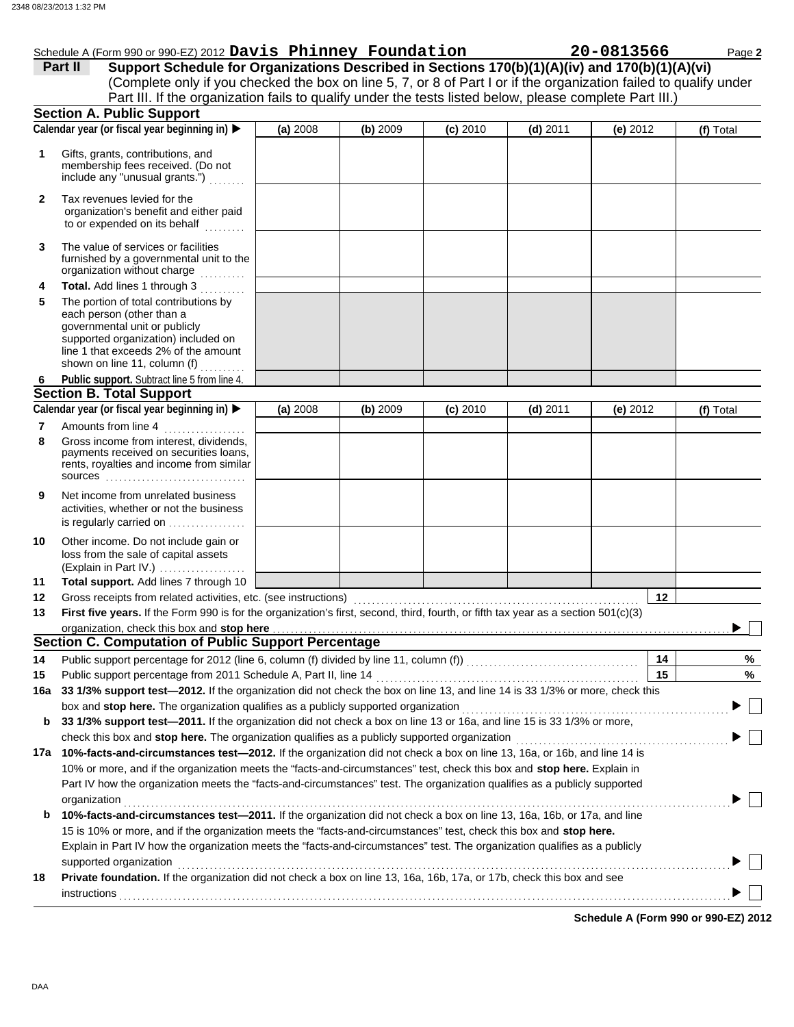Schedule A (Form 990 or 990-EZ) 2012 **Davis Phinney Foundation** **20-0813566** Page **2**

**Part II** **Support Schedule for Organizations Described in Sections 170(b)(1)(A)(iv) and 170(b)(1)(A)(vi)**
(Complete only if you checked the box on line 5, 7, or 8 of Part I or if the organization failed to qualify under Part III. If the organization fails to qualify under the tests listed below, please complete Part III.)

## Section A. Public Support

| Calendar year (or fiscal year beginning in) ▶ | (a) 2008 | (b) 2009 | (c) 2010 | (d) 2011 | (e) 2012 | (f) Total |
|---|---|---|---|---|---|---|
| **1** Gifts, grants, contributions, and membership fees received. (Do not include any "unusual grants.") | | | | | | |
| **2** Tax revenues levied for the organization's benefit and either paid to or expended on its behalf | | | | | | |
| **3** The value of services or facilities furnished by a governmental unit to the organization without charge | | | | | | |
| **4** **Total.** Add lines 1 through 3 | | | | | | |
| **5** The portion of total contributions by each person (other than a governmental unit or publicly supported organization) included on line 1 that exceeds 2% of the amount shown on line 11, column (f) | | | | | | |
| **6** **Public support.** Subtract line 5 from line 4. | | | | | | |

## Section B. Total Support

| Calendar year (or fiscal year beginning in) ▶ | (a) 2008 | (b) 2009 | (c) 2010 | (d) 2011 | (e) 2012 | (f) Total |
|---|---|---|---|---|---|---|
| **7** Amounts from line 4 | | | | | | |
| **8** Gross income from interest, dividends, payments received on securities loans, rents, royalties and income from similar sources | | | | | | |
| **9** Net income from unrelated business activities, whether or not the business is regularly carried on | | | | | | |
| **10** Other income. Do not include gain or loss from the sale of capital assets (Explain in Part IV.) | | | | | | |
| **11** **Total support.** Add lines 7 through 10 | | | | | | |

**12** Gross receipts from related activities, etc. (see instructions) **12**

**13** **First five years.** If the Form 990 is for the organization's first, second, third, fourth, or fifth tax year as a section 501(c)(3) organization, check this box and **stop here** ▶ ☐

## Section C. Computation of Public Support Percentage

**14** Public support percentage for 2012 (line 6, column (f) divided by line 11, column (f)) **14** %

**15** Public support percentage from 2011 Schedule A, Part II, line 14 **15** %

**16a** **33 1/3% support test—2012.** If the organization did not check the box on line 13, and line 14 is 33 1/3% or more, check this box and **stop here.** The organization qualifies as a publicly supported organization ▶ ☐

**b** **33 1/3% support test—2011.** If the organization did not check a box on line 13 or 16a, and line 15 is 33 1/3% or more, check this box and **stop here.** The organization qualifies as a publicly supported organization ▶ ☐

**17a** **10%-facts-and-circumstances test—2012.** If the organization did not check a box on line 13, 16a, or 16b, and line 14 is 10% or more, and if the organization meets the "facts-and-circumstances" test, check this box and **stop here.** Explain in Part IV how the organization meets the "facts-and-circumstances" test. The organization qualifies as a publicly supported organization ▶ ☐

**b** **10%-facts-and-circumstances test—2011.** If the organization did not check a box on line 13, 16a, 16b, or 17a, and line 15 is 10% or more, and if the organization meets the "facts-and-circumstances" test, check this box and **stop here.** Explain in Part IV how the organization meets the "facts-and-circumstances" test. The organization qualifies as a publicly supported organization ▶ ☐

**18** **Private foundation.** If the organization did not check a box on line 13, 16a, 16b, 17a, or 17b, check this box and see instructions ▶ ☐

**Schedule A (Form 990 or 990-EZ) 2012**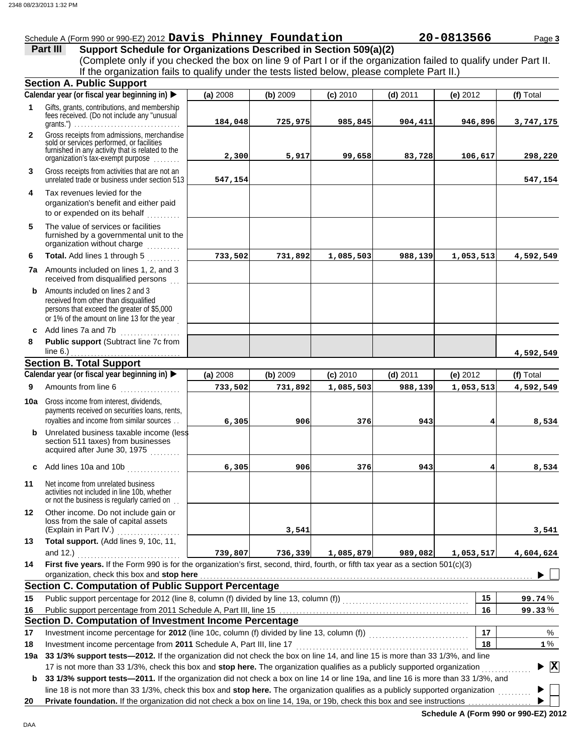Schedule A (Form 990 or 990-EZ) 2012 **Davis Phinney Foundation** **20-0813566** Page **3**

**Part III** **Support Schedule for Organizations Described in Section 509(a)(2)**

(Complete only if you checked the box on line 9 of Part I or if the organization failed to qualify under Part II. If the organization fails to qualify under the tests listed below, please complete Part II.)

## Section A. Public Support

| | Calendar year (or fiscal year beginning in) ▶ | (a) 2008 | (b) 2009 | (c) 2010 | (d) 2011 | (e) 2012 | (f) Total |
|---|---|---|---|---|---|---|---|
| 1 | Gifts, grants, contributions, and membership fees received. (Do not include any "unusual grants.") | 184,048 | 725,975 | 985,845 | 904,411 | 946,896 | 3,747,175 |
| 2 | Gross receipts from admissions, merchandise sold or services performed, or facilities furnished in any activity that is related to the organization's tax-exempt purpose | 2,300 | 5,917 | 99,658 | 83,728 | 106,617 | 298,220 |
| 3 | Gross receipts from activities that are not an unrelated trade or business under section 513 | 547,154 | | | | | 547,154 |
| 4 | Tax revenues levied for the organization's benefit and either paid to or expended on its behalf | | | | | | |
| 5 | The value of services or facilities furnished by a governmental unit to the organization without charge | | | | | | |
| 6 | **Total.** Add lines 1 through 5 | 733,502 | 731,892 | 1,085,503 | 988,139 | 1,053,513 | 4,592,549 |
| 7a | Amounts included on lines 1, 2, and 3 received from disqualified persons | | | | | | |
| b | Amounts included on lines 2 and 3 received from other than disqualified persons that exceed the greater of $5,000 or 1% of the amount on line 13 for the year | | | | | | |
| c | Add lines 7a and 7b | | | | | | |
| 8 | **Public support** (Subtract line 7c from line 6.) | | | | | | 4,592,549 |

## Section B. Total Support

| | Calendar year (or fiscal year beginning in) ▶ | (a) 2008 | (b) 2009 | (c) 2010 | (d) 2011 | (e) 2012 | (f) Total |
|---|---|---|---|---|---|---|---|
| 9 | Amounts from line 6 | 733,502 | 731,892 | 1,085,503 | 988,139 | 1,053,513 | 4,592,549 |
| 10a | Gross income from interest, dividends, payments received on securities loans, rents, royalties and income from similar sources | 6,305 | 906 | 376 | 943 | 4 | 8,534 |
| b | Unrelated business taxable income (less section 511 taxes) from businesses acquired after June 30, 1975 | | | | | | |
| c | Add lines 10a and 10b | 6,305 | 906 | 376 | 943 | 4 | 8,534 |
| 11 | Net income from unrelated business activities not included in line 10b, whether or not the business is regularly carried on | | | | | | |
| 12 | Other income. Do not include gain or loss from the sale of capital assets (Explain in Part IV.) | | 3,541 | | | | 3,541 |
| 13 | **Total support.** (Add lines 9, 10c, 11, and 12.) | 739,807 | 736,339 | 1,085,879 | 989,082 | 1,053,517 | 4,604,624 |

**14** **First five years.** If the Form 990 is for the organization's first, second, third, fourth, or fifth tax year as a section 501(c)(3) organization, check this box and **stop here** ▶ ☐

## Section C. Computation of Public Support Percentage

| | | | |
|---|---|---|---|
| 15 | Public support percentage for 2012 (line 8, column (f) divided by line 13, column (f)) | 15 | 99.74 % |
| 16 | Public support percentage from 2011 Schedule A, Part III, line 15 | 16 | 99.33 % |

## Section D. Computation of Investment Income Percentage

| | | | |
|---|---|---|---|
| 17 | Investment income percentage for **2012** (line 10c, column (f) divided by line 13, column (f)) | 17 | % |
| 18 | Investment income percentage from **2011** Schedule A, Part III, line 17 | 18 | 1 % |

**19a** **33 1/3% support tests—2012.** If the organization did not check the box on line 14, and line 15 is more than 33 1/3%, and line 17 is not more than 33 1/3%, check this box and **stop here.** The organization qualifies as a publicly supported organization ▶ ☒

**b** **33 1/3% support tests—2011.** If the organization did not check a box on line 14 or line 19a, and line 16 is more than 33 1/3%, and line 18 is not more than 33 1/3%, check this box and **stop here.** The organization qualifies as a publicly supported organization ▶ ☐

**20** **Private foundation.** If the organization did not check a box on line 14, 19a, or 19b, check this box and see instructions ▶ ☐

**Schedule A (Form 990 or 990-EZ) 2012**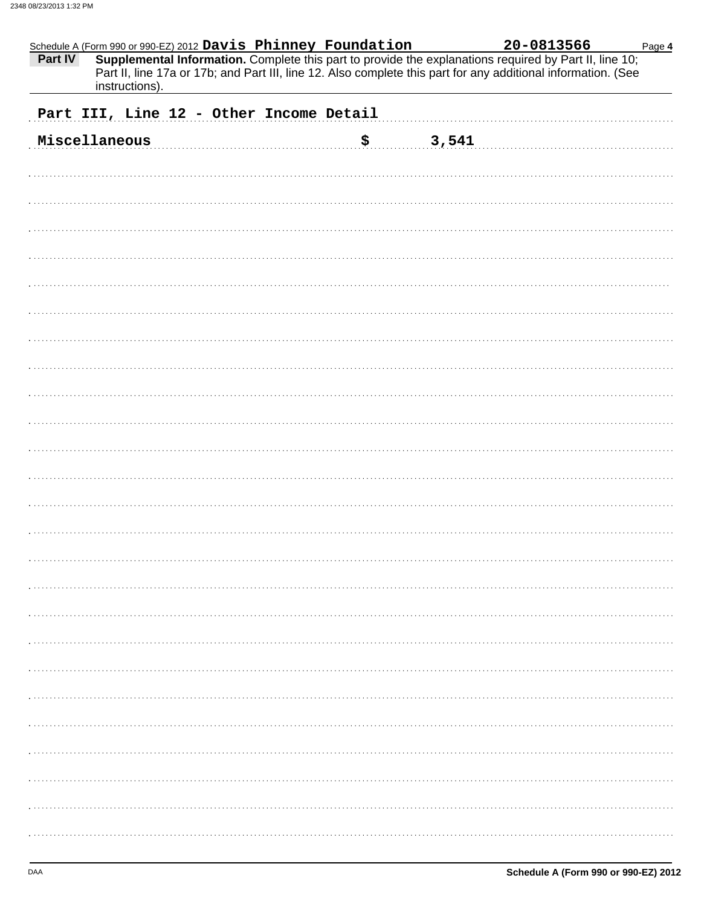Schedule A (Form 990 or 990-EZ) 2012 **Davis Phinney Foundation** **20-0813566** Page **4**

**Part IV** **Supplemental Information.** Complete this part to provide the explanations required by Part II, line 10; Part II, line 17a or 17b; and Part III, line 12. Also complete this part for any additional information. (See instructions).

**Part III, Line 12 - Other Income Detail**

| | |
|---|---|
| Miscellaneous | $ 3,541 |

DAA **Schedule A (Form 990 or 990-EZ) 2012**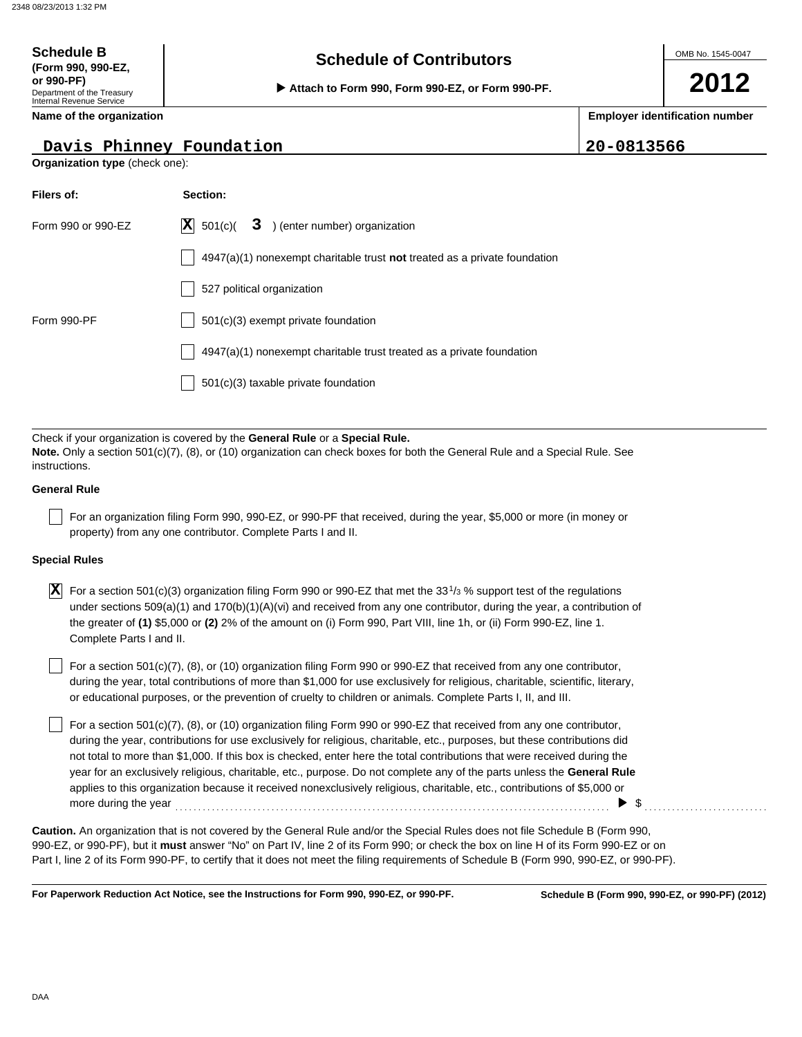**Schedule B (Form 990, 990-EZ, or 990-PF)**
Department of the Treasury
Internal Revenue Service

# Schedule of Contributors

▶ Attach to Form 990, Form 990-EZ, or Form 990-PF.

OMB No. 1545-0047

**2012**

**Name of the organization**

Davis Phinney Foundation

**Employer identification number**

20-0813566

**Organization type** (check one):

| Filers of: | Section: |
|---|---|
| Form 990 or 990-EZ | [X] 501(c)( 3 ) (enter number) organization |
| | [ ] 4947(a)(1) nonexempt charitable trust **not** treated as a private foundation |
| | [ ] 527 political organization |
| Form 990-PF | [ ] 501(c)(3) exempt private foundation |
| | [ ] 4947(a)(1) nonexempt charitable trust treated as a private foundation |
| | [ ] 501(c)(3) taxable private foundation |

Check if your organization is covered by the **General Rule** or a **Special Rule.**

**Note.** Only a section 501(c)(7), (8), or (10) organization can check boxes for both the General Rule and a Special Rule. See instructions.

**General Rule**

[ ] For an organization filing Form 990, 990-EZ, or 990-PF that received, during the year, $5,000 or more (in money or property) from any one contributor. Complete Parts I and II.

**Special Rules**

[X] For a section 501(c)(3) organization filing Form 990 or 990-EZ that met the 33 1/3 % support test of the regulations under sections 509(a)(1) and 170(b)(1)(A)(vi) and received from any one contributor, during the year, a contribution of the greater of **(1)** $5,000 or **(2)** 2% of the amount on (i) Form 990, Part VIII, line 1h, or (ii) Form 990-EZ, line 1. Complete Parts I and II.

[ ] For a section 501(c)(7), (8), or (10) organization filing Form 990 or 990-EZ that received from any one contributor, during the year, total contributions of more than $1,000 for use exclusively for religious, charitable, scientific, literary, or educational purposes, or the prevention of cruelty to children or animals. Complete Parts I, II, and III.

[ ] For a section 501(c)(7), (8), or (10) organization filing Form 990 or 990-EZ that received from any one contributor, during the year, contributions for use exclusively for religious, charitable, etc., purposes, but these contributions did not total to more than $1,000. If this box is checked, enter here the total contributions that were received during the year for an exclusively religious, charitable, etc., purpose. Do not complete any of the parts unless the **General Rule** applies to this organization because it received nonexclusively religious, charitable, etc., contributions of $5,000 or more during the year ▶ $ ..........

**Caution.** An organization that is not covered by the General Rule and/or the Special Rules does not file Schedule B (Form 990, 990-EZ, or 990-PF), but it **must** answer "No" on Part IV, line 2 of its Form 990; or check the box on line H of its Form 990-EZ or on Part I, line 2 of its Form 990-PF, to certify that it does not meet the filing requirements of Schedule B (Form 990, 990-EZ, or 990-PF).

**For Paperwork Reduction Act Notice, see the Instructions for Form 990, 990-EZ, or 990-PF.** **Schedule B (Form 990, 990-EZ, or 990-PF) (2012)**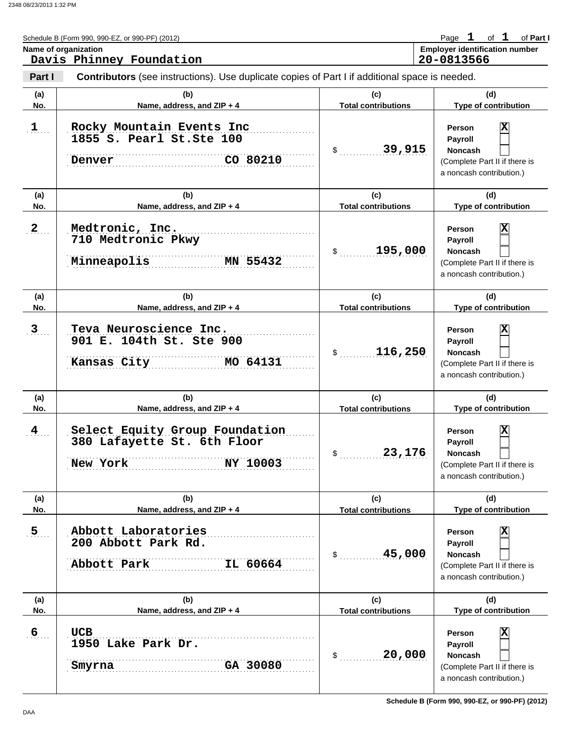Schedule B (Form 990, 990-EZ, or 990-PF) (2012)

Page 1 of 1 of Part I

**Name of organization**
Davis Phinney Foundation

**Employer identification number**
20-0813566

**Part I** **Contributors** (see instructions). Use duplicate copies of Part I if additional space is needed.

| (a) No. | (b) Name, address, and ZIP + 4 | (c) Total contributions | (d) Type of contribution |
|---|---|---|---|
| 1 | Rocky Mountain Events Inc<br>1855 S. Pearl St.Ste 100<br>Denver CO 80210 | $ 39,915 | Person [X]<br>Payroll [ ]<br>Noncash [ ]<br>(Complete Part II if there is a noncash contribution.) |
| 2 | Medtronic, Inc.<br>710 Medtronic Pkwy<br>Minneapolis MN 55432 | $ 195,000 | Person [X]<br>Payroll [ ]<br>Noncash [ ]<br>(Complete Part II if there is a noncash contribution.) |
| 3 | Teva Neuroscience Inc.<br>901 E. 104th St. Ste 900<br>Kansas City MO 64131 | $ 116,250 | Person [X]<br>Payroll [ ]<br>Noncash [ ]<br>(Complete Part II if there is a noncash contribution.) |
| 4 | Select Equity Group Foundation<br>380 Lafayette St. 6th Floor<br>New York NY 10003 | $ 23,176 | Person [X]<br>Payroll [ ]<br>Noncash [ ]<br>(Complete Part II if there is a noncash contribution.) |
| 5 | Abbott Laboratories<br>200 Abbott Park Rd.<br>Abbott Park IL 60664 | $ 45,000 | Person [X]<br>Payroll [ ]<br>Noncash [ ]<br>(Complete Part II if there is a noncash contribution.) |
| 6 | UCB<br>1950 Lake Park Dr.<br>Smyrna GA 30080 | $ 20,000 | Person [X]<br>Payroll [ ]<br>Noncash [ ]<br>(Complete Part II if there is a noncash contribution.) |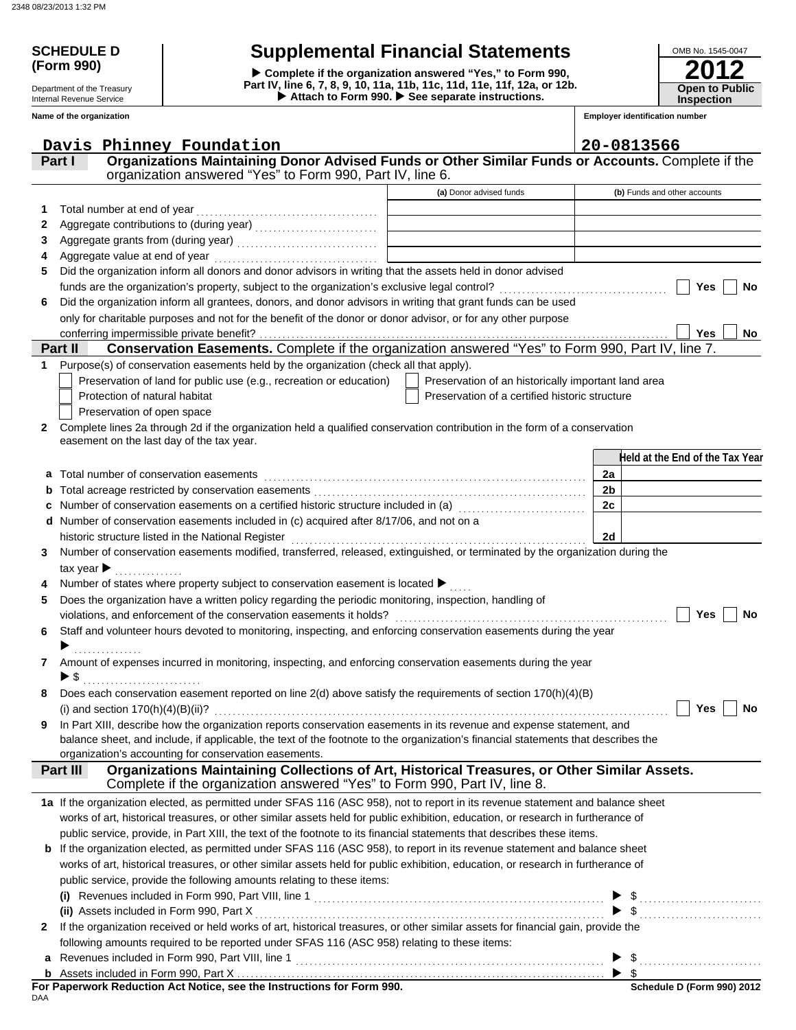**SCHEDULE D (Form 990)**

Department of the Treasury
Internal Revenue Service

# Supplemental Financial Statements

▶ Complete if the organization answered "Yes," to Form 990, Part IV, line 6, 7, 8, 9, 10, 11a, 11b, 11c, 11d, 11e, 11f, 12a, or 12b.
▶ Attach to Form 990. ▶ See separate instructions.

OMB No. 1545-0047
**2012**
**Open to Public Inspection**

Name of the organization: **Davis Phinney Foundation**
Employer identification number: **20-0813566**

## Part I Organizations Maintaining Donor Advised Funds or Other Similar Funds or Accounts. Complete if the organization answered "Yes" to Form 990, Part IV, line 6.

| | | (a) Donor advised funds | (b) Funds and other accounts |
|---|---|---|---|
| 1 | Total number at end of year | | |
| 2 | Aggregate contributions to (during year) | | |
| 3 | Aggregate grants from (during year) | | |
| 4 | Aggregate value at end of year | | |

5 Did the organization inform all donors and donor advisors in writing that the assets held in donor advised funds are the organization's property, subject to the organization's exclusive legal control? ☐ Yes ☐ No

6 Did the organization inform all grantees, donors, and donor advisors in writing that grant funds can be used only for charitable purposes and not for the benefit of the donor or donor advisor, or for any other purpose conferring impermissible private benefit? ☐ Yes ☐ No

## Part II Conservation Easements. Complete if the organization answered "Yes" to Form 990, Part IV, line 7.

1 Purpose(s) of conservation easements held by the organization (check all that apply).
- ☐ Preservation of land for public use (e.g., recreation or education)
- ☐ Preservation of an historically important land area
- ☐ Protection of natural habitat
- ☐ Preservation of a certified historic structure
- ☐ Preservation of open space

2 Complete lines 2a through 2d if the organization held a qualified conservation contribution in the form of a conservation easement on the last day of the tax year.

| | | | Held at the End of the Tax Year |
|---|---|---|---|
| a | Total number of conservation easements | 2a | |
| b | Total acreage restricted by conservation easements | 2b | |
| c | Number of conservation easements on a certified historic structure included in (a) | 2c | |
| d | Number of conservation easements included in (c) acquired after 8/17/06, and not on a historic structure listed in the National Register | 2d | |

3 Number of conservation easements modified, transferred, released, extinguished, or terminated by the organization during the tax year ▶

4 Number of states where property subject to conservation easement is located ▶

5 Does the organization have a written policy regarding the periodic monitoring, inspection, handling of violations, and enforcement of the conservation easements it holds? ☐ Yes ☐ No

6 Staff and volunteer hours devoted to monitoring, inspecting, and enforcing conservation easements during the year ▶

7 Amount of expenses incurred in monitoring, inspecting, and enforcing conservation easements during the year ▶ $

8 Does each conservation easement reported on line 2(d) above satisfy the requirements of section 170(h)(4)(B)(i) and section 170(h)(4)(B)(ii)? ☐ Yes ☐ No

9 In Part XIII, describe how the organization reports conservation easements in its revenue and expense statement, and balance sheet, and include, if applicable, the text of the footnote to the organization's financial statements that describes the organization's accounting for conservation easements.

## Part III Organizations Maintaining Collections of Art, Historical Treasures, or Other Similar Assets. Complete if the organization answered "Yes" to Form 990, Part IV, line 8.

1a If the organization elected, as permitted under SFAS 116 (ASC 958), not to report in its revenue statement and balance sheet works of art, historical treasures, or other similar assets held for public exhibition, education, or research in furtherance of public service, provide, in Part XIII, the text of the footnote to its financial statements that describes these items.

b If the organization elected, as permitted under SFAS 116 (ASC 958), to report in its revenue statement and balance sheet works of art, historical treasures, or other similar assets held for public exhibition, education, or research in furtherance of public service, provide the following amounts relating to these items:

(i) Revenues included in Form 990, Part VIII, line 1 ▶ $

(ii) Assets included in Form 990, Part X ▶ $

2 If the organization received or held works of art, historical treasures, or other similar assets for financial gain, provide the following amounts required to be reported under SFAS 116 (ASC 958) relating to these items:

a Revenues included in Form 990, Part VIII, line 1 ▶ $

b Assets included in Form 990, Part X ▶ $

**For Paperwork Reduction Act Notice, see the Instructions for Form 990.** **Schedule D (Form 990) 2012**

DAA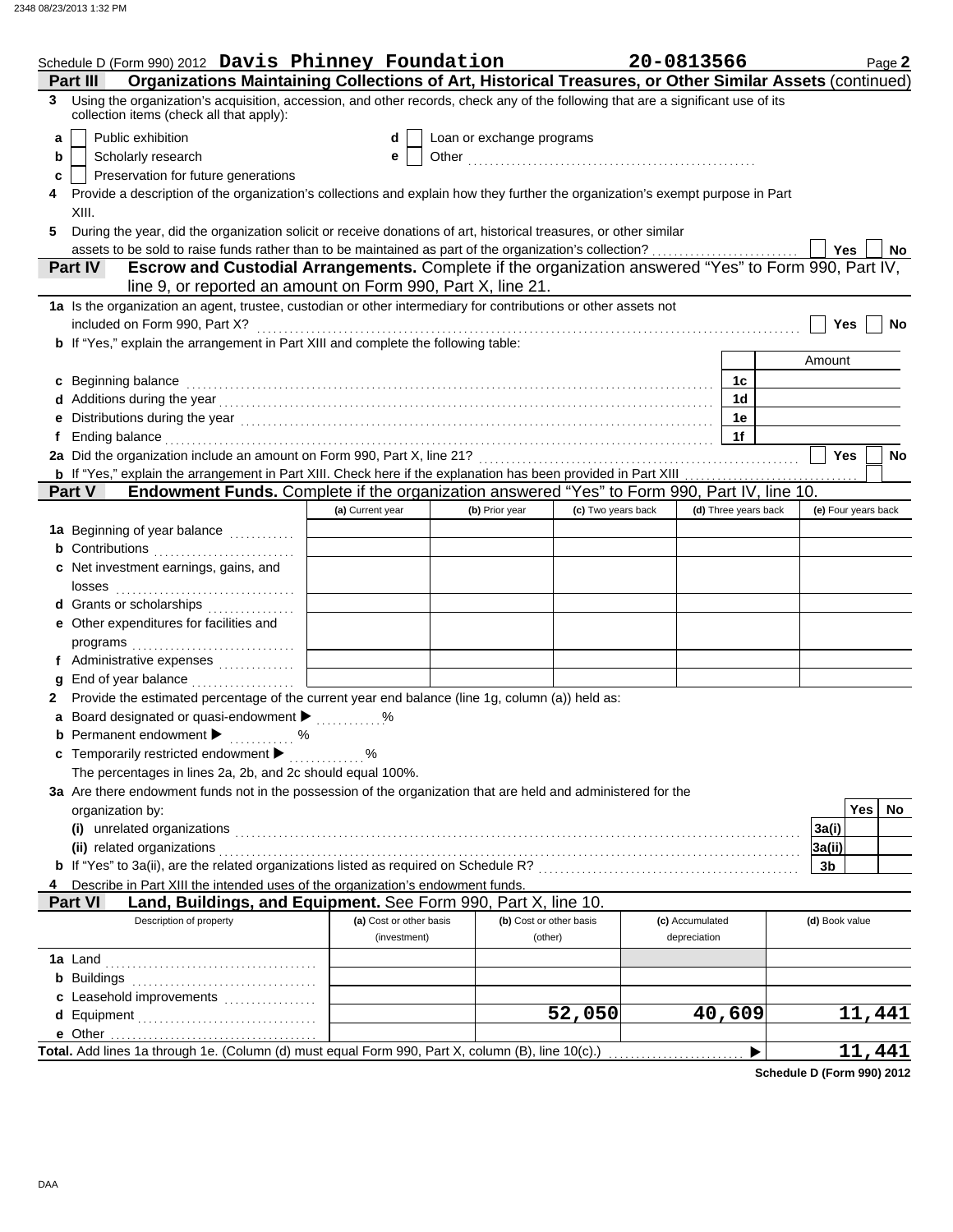Schedule D (Form 990) 2012 **Davis Phinney Foundation** **20-0813566** Page **2**

## Part III Organizations Maintaining Collections of Art, Historical Treasures, or Other Similar Assets (continued)

**3** Using the organization's acquisition, accession, and other records, check any of the following that are a significant use of its collection items (check all that apply):

- **a** ☐ Public exhibition
- **b** ☐ Scholarly research
- **c** ☐ Preservation for future generations
- **d** ☐ Loan or exchange programs
- **e** ☐ Other

**4** Provide a description of the organization's collections and explain how they further the organization's exempt purpose in Part XIII.

**5** During the year, did the organization solicit or receive donations of art, historical treasures, or other similar assets to be sold to raise funds rather than to be maintained as part of the organization's collection? ☐ Yes ☐ No

## Part IV Escrow and Custodial Arrangements. Complete if the organization answered "Yes" to Form 990, Part IV, line 9, or reported an amount on Form 990, Part X, line 21.

**1a** Is the organization an agent, trustee, custodian or other intermediary for contributions or other assets not included on Form 990, Part X? ☐ Yes ☐ No

**b** If "Yes," explain the arrangement in Part XIII and complete the following table:

| | | Amount |
|---|---|---|
| **c** Beginning balance | 1c | |
| **d** Additions during the year | 1d | |
| **e** Distributions during the year | 1e | |
| **f** Ending balance | 1f | |

**2a** Did the organization include an amount on Form 990, Part X, line 21? ☐ Yes ☐ No

**b** If "Yes," explain the arrangement in Part XIII. Check here if the explanation has been provided in Part XIII ☐

## Part V Endowment Funds. Complete if the organization answered "Yes" to Form 990, Part IV, line 10.

| | (a) Current year | (b) Prior year | (c) Two years back | (d) Three years back | (e) Four years back |
|---|---|---|---|---|---|
| **1a** Beginning of year balance | | | | | |
| **b** Contributions | | | | | |
| **c** Net investment earnings, gains, and losses | | | | | |
| **d** Grants or scholarships | | | | | |
| **e** Other expenditures for facilities and programs | | | | | |
| **f** Administrative expenses | | | | | |
| **g** End of year balance | | | | | |

**2** Provide the estimated percentage of the current year end balance (line 1g, column (a)) held as:

- **a** Board designated or quasi-endowment ▶ %
- **b** Permanent endowment ▶ %
- **c** Temporarily restricted endowment ▶ %

The percentages in lines 2a, 2b, and 2c should equal 100%.

**3a** Are there endowment funds not in the possession of the organization that are held and administered for the organization by:

| | | Yes | No |
|---|---|---|---|
| **(i)** unrelated organizations | 3a(i) | | |
| **(ii)** related organizations | 3a(ii) | | |
| **b** If "Yes" to 3a(ii), are the related organizations listed as required on Schedule R? | 3b | | |

**4** Describe in Part XIII the intended uses of the organization's endowment funds.

## Part VI Land, Buildings, and Equipment. See Form 990, Part X, line 10.

| Description of property | (a) Cost or other basis (investment) | (b) Cost or other basis (other) | (c) Accumulated depreciation | (d) Book value |
|---|---|---|---|---|
| **1a** Land | | | | |
| **b** Buildings | | | | |
| **c** Leasehold improvements | | | | |
| **d** Equipment | | **52,050** | **40,609** | **11,441** |
| **e** Other | | | | |
| **Total.** Add lines 1a through 1e. (Column (d) must equal Form 990, Part X, column (B), line 10(c).) ▶ | | | | **11,441** |

**Schedule D (Form 990) 2012**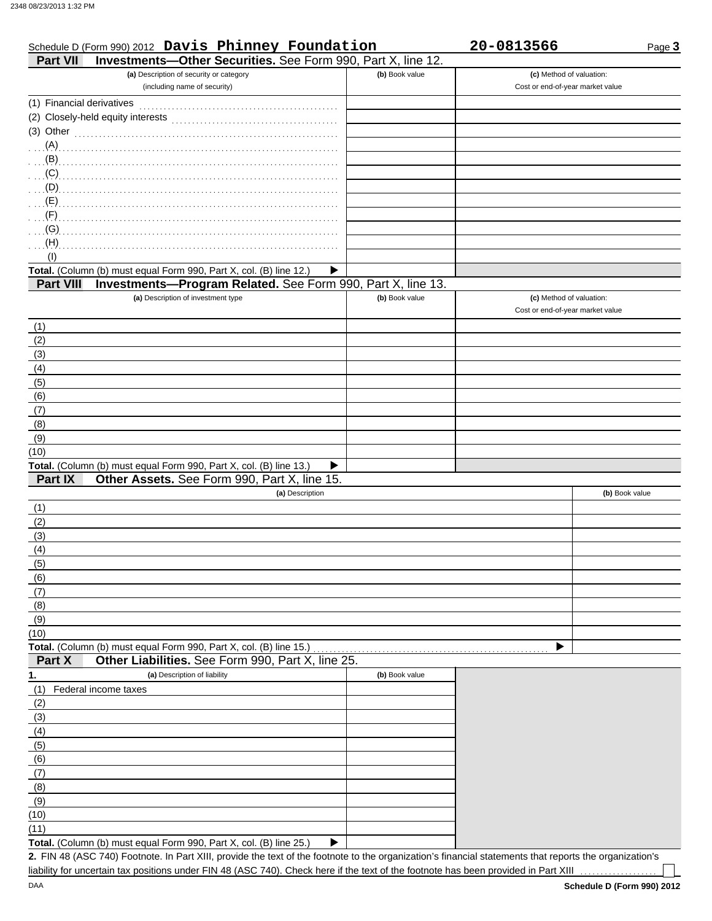Schedule D (Form 990) 2012 **Davis Phinney Foundation** **20-0813566** Page **3**

**Part VII** **Investments—Other Securities.** See Form 990, Part X, line 12.

| (a) Description of security or category (including name of security) | (b) Book value | (c) Method of valuation: Cost or end-of-year market value |
|---|---|---|
| (1) Financial derivatives | | |
| (2) Closely-held equity interests | | |
| (3) Other | | |
| (A) | | |
| (B) | | |
| (C) | | |
| (D) | | |
| (E) | | |
| (F) | | |
| (G) | | |
| (H) | | |
| (I) | | |
| **Total.** (Column (b) must equal Form 990, Part X, col. (B) line 12.) ▶ | | |

**Part VIII** **Investments—Program Related.** See Form 990, Part X, line 13.

| (a) Description of investment type | (b) Book value | (c) Method of valuation: Cost or end-of-year market value |
|---|---|---|
| (1) | | |
| (2) | | |
| (3) | | |
| (4) | | |
| (5) | | |
| (6) | | |
| (7) | | |
| (8) | | |
| (9) | | |
| (10) | | |
| **Total.** (Column (b) must equal Form 990, Part X, col. (B) line 13.) ▶ | | |

**Part IX** **Other Assets.** See Form 990, Part X, line 15.

| (a) Description | (b) Book value |
|---|---|
| (1) | |
| (2) | |
| (3) | |
| (4) | |
| (5) | |
| (6) | |
| (7) | |
| (8) | |
| (9) | |
| (10) | |
| **Total.** (Column (b) must equal Form 990, Part X, col. (B) line 15.) ▶ | |

**Part X** **Other Liabilities.** See Form 990, Part X, line 25.

| 1. (a) Description of liability | (b) Book value |
|---|---|
| (1) Federal income taxes | |
| (2) | |
| (3) | |
| (4) | |
| (5) | |
| (6) | |
| (7) | |
| (8) | |
| (9) | |
| (10) | |
| (11) | |
| **Total.** (Column (b) must equal Form 990, Part X, col. (B) line 25.) ▶ | |

**2.** FIN 48 (ASC 740) Footnote. In Part XIII, provide the text of the footnote to the organization's financial statements that reports the organization's liability for uncertain tax positions under FIN 48 (ASC 740). Check here if the text of the footnote has been provided in Part XIII ☐

DAA **Schedule D (Form 990) 2012**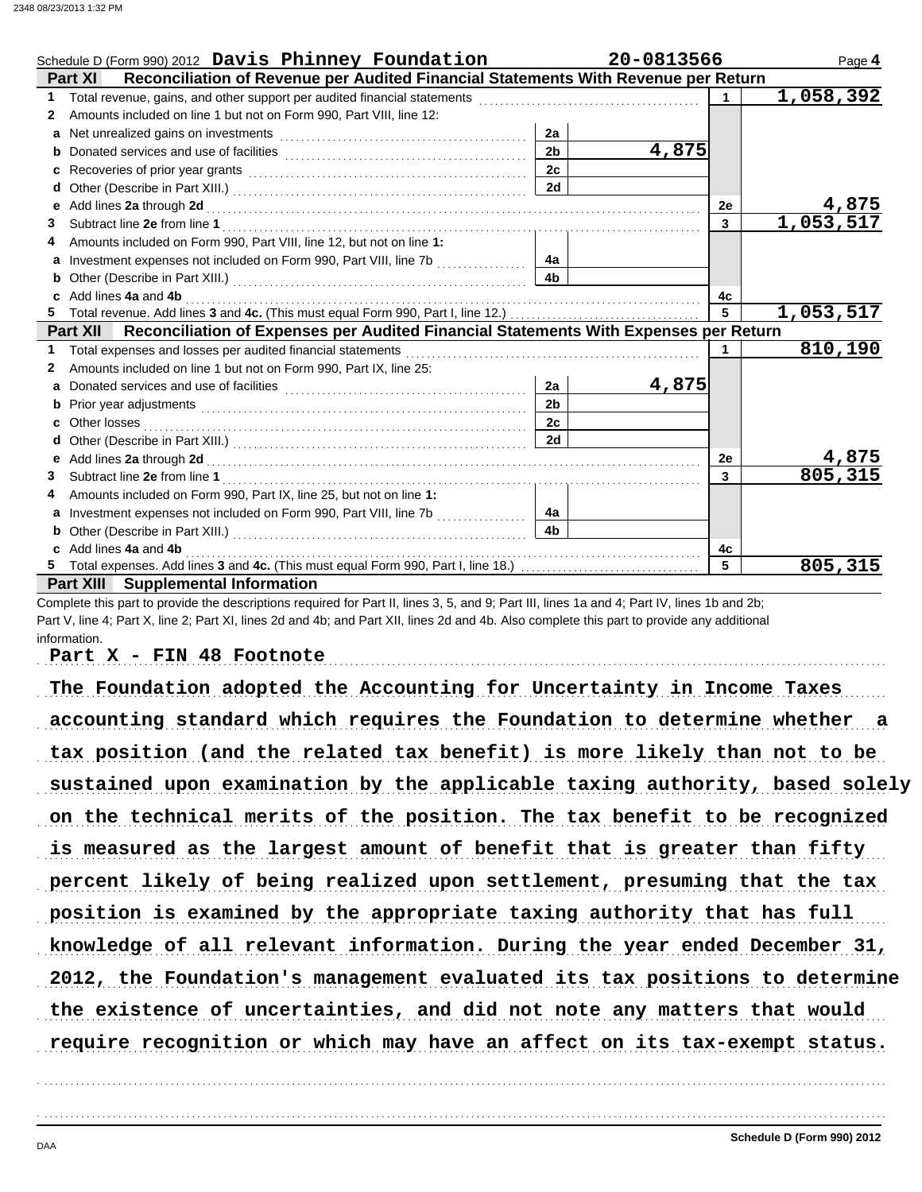Schedule D (Form 990) 2012 **Davis Phinney Foundation** **20-0813566** Page **4**

## Part XI Reconciliation of Revenue per Audited Financial Statements With Revenue per Return

| | | | | | |
|---|---|---|---|---|---|
| **1** | Total revenue, gains, and other support per audited financial statements | | | 1 | 1,058,392 |
| **2** | Amounts included on line 1 but not on Form 990, Part VIII, line 12: | | | | |
| **a** | Net unrealized gains on investments | 2a | | | |
| **b** | Donated services and use of facilities | 2b | 4,875 | | |
| **c** | Recoveries of prior year grants | 2c | | | |
| **d** | Other (Describe in Part XIII.) | 2d | | | |
| **e** | Add lines **2a** through **2d** | | | 2e | 4,875 |
| **3** | Subtract line **2e** from line **1** | | | 3 | 1,053,517 |
| **4** | Amounts included on Form 990, Part VIII, line 12, but not on line **1**: | | | | |
| **a** | Investment expenses not included on Form 990, Part VIII, line 7b | 4a | | | |
| **b** | Other (Describe in Part XIII.) | 4b | | | |
| **c** | Add lines **4a** and **4b** | | | 4c | |
| **5** | Total revenue. Add lines **3** and **4c.** (This must equal Form 990, Part I, line 12.) | | | 5 | 1,053,517 |

## Part XII Reconciliation of Expenses per Audited Financial Statements With Expenses per Return

| | | | | | |
|---|---|---|---|---|---|
| **1** | Total expenses and losses per audited financial statements | | | 1 | 810,190 |
| **2** | Amounts included on line 1 but not on Form 990, Part IX, line 25: | | | | |
| **a** | Donated services and use of facilities | 2a | 4,875 | | |
| **b** | Prior year adjustments | 2b | | | |
| **c** | Other losses | 2c | | | |
| **d** | Other (Describe in Part XIII.) | 2d | | | |
| **e** | Add lines **2a** through **2d** | | | 2e | 4,875 |
| **3** | Subtract line **2e** from line **1** | | | 3 | 805,315 |
| **4** | Amounts included on Form 990, Part IX, line 25, but not on line **1**: | | | | |
| **a** | Investment expenses not included on Form 990, Part VIII, line 7b | 4a | | | |
| **b** | Other (Describe in Part XIII.) | 4b | | | |
| **c** | Add lines **4a** and **4b** | | | 4c | |
| **5** | Total expenses. Add lines **3** and **4c.** (This must equal Form 990, Part I, line 18.) | | | 5 | 805,315 |

## Part XIII Supplemental Information

Complete this part to provide the descriptions required for Part II, lines 3, 5, and 9; Part III, lines 1a and 4; Part IV, lines 1b and 2b; Part V, line 4; Part X, line 2; Part XI, lines 2d and 4b; and Part XII, lines 2d and 4b. Also complete this part to provide any additional information.

Part X - FIN 48 Footnote

The Foundation adopted the Accounting for Uncertainty in Income Taxes accounting standard which requires the Foundation to determine whether a tax position (and the related tax benefit) is more likely than not to be sustained upon examination by the applicable taxing authority, based solely on the technical merits of the position. The tax benefit to be recognized is measured as the largest amount of benefit that is greater than fifty percent likely of being realized upon settlement, presuming that the tax position is examined by the appropriate taxing authority that has full knowledge of all relevant information. During the year ended December 31, 2012, the Foundation's management evaluated its tax positions to determine the existence of uncertainties, and did not note any matters that would require recognition or which may have an affect on its tax-exempt status.

Schedule D (Form 990) 2012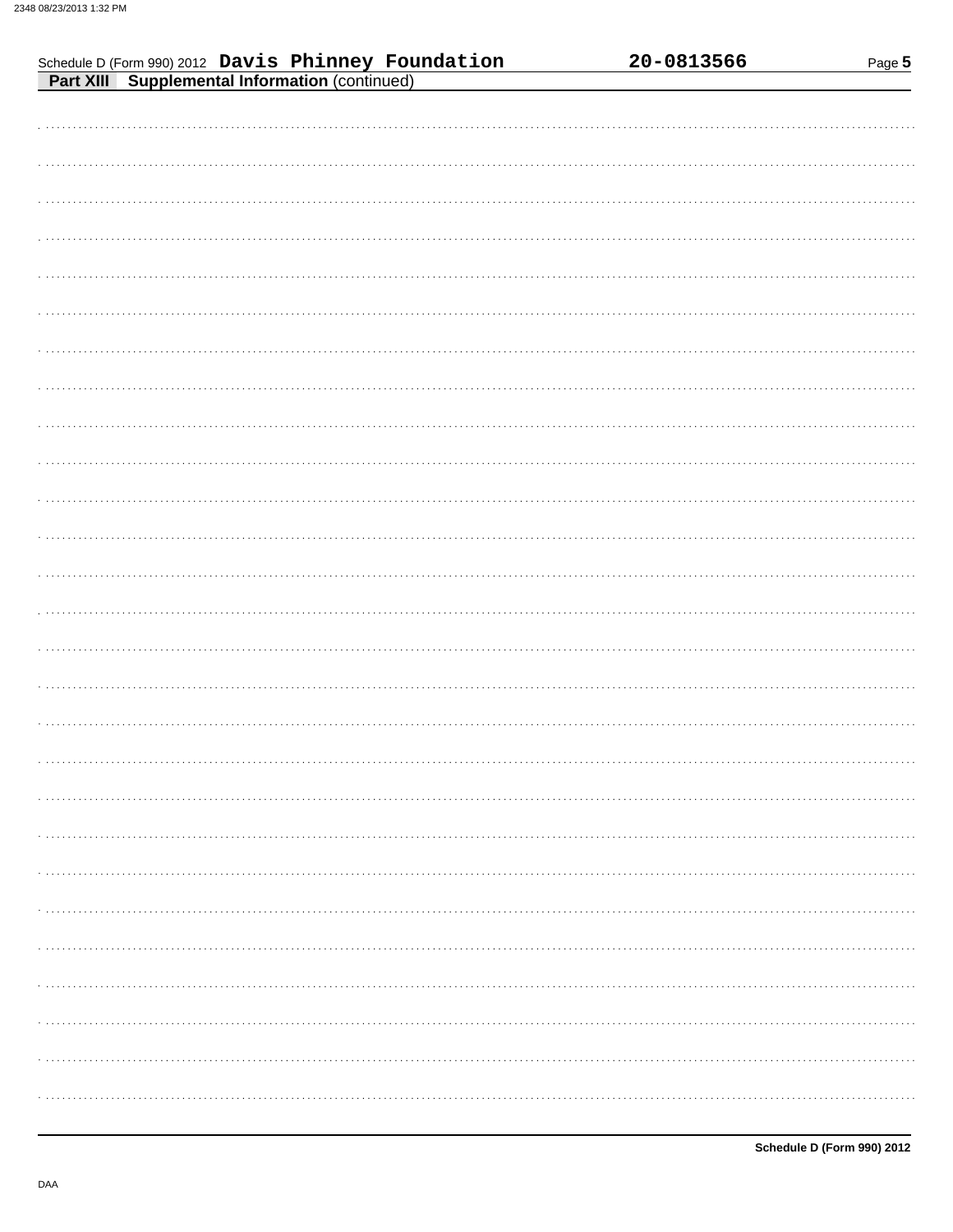Schedule D (Form 990) 2012 **Davis Phinney Foundation** **20-0813566**

**Part XIII Supplemental Information** (continued)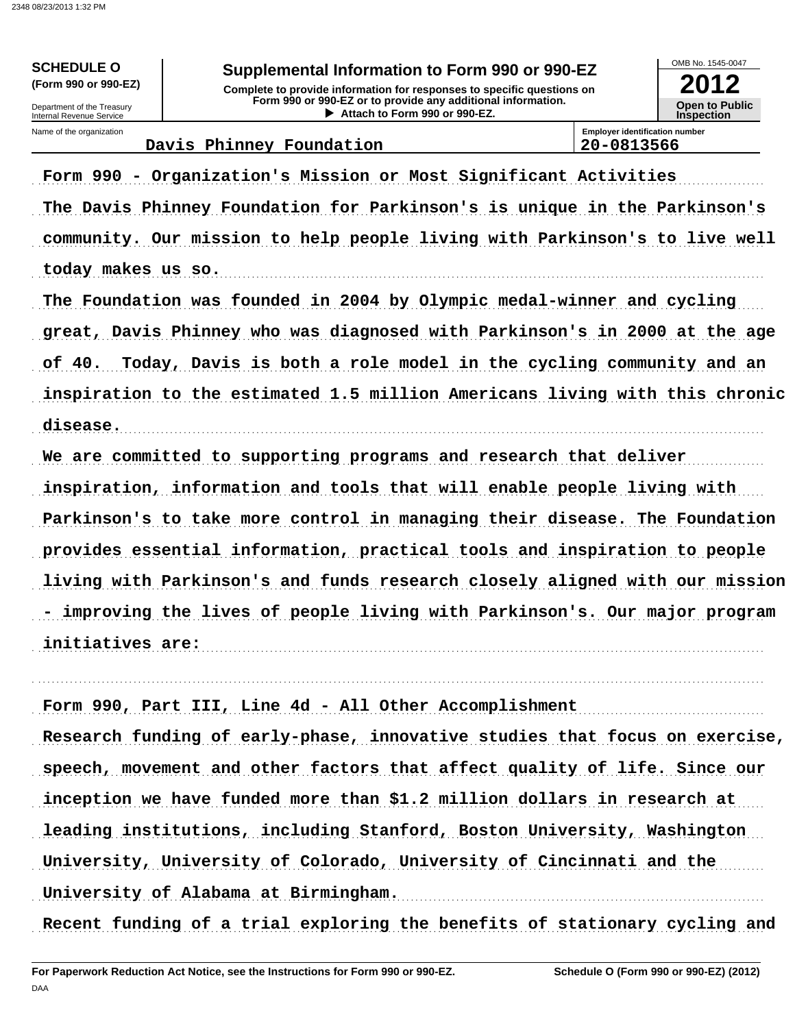**SCHEDULE O (Form 990 or 990-EZ)**

Department of the Treasury
Internal Revenue Service

# Supplemental Information to Form 990 or 990-EZ

**Complete to provide information for responses to specific questions on Form 990 or 990-EZ or to provide any additional information.**
▶ **Attach to Form 990 or 990-EZ.**

OMB No. 1545-0047

**2012**

**Open to Public Inspection**

Name of the organization: Davis Phinney Foundation

Employer identification number: 20-0813566

Form 990 - Organization's Mission or Most Significant Activities

The Davis Phinney Foundation for Parkinson's is unique in the Parkinson's community. Our mission to help people living with Parkinson's to live well today makes us so.

The Foundation was founded in 2004 by Olympic medal-winner and cycling great, Davis Phinney who was diagnosed with Parkinson's in 2000 at the age of 40. Today, Davis is both a role model in the cycling community and an inspiration to the estimated 1.5 million Americans living with this chronic disease.

We are committed to supporting programs and research that deliver inspiration, information and tools that will enable people living with Parkinson's to take more control in managing their disease. The Foundation provides essential information, practical tools and inspiration to people living with Parkinson's and funds research closely aligned with our mission - improving the lives of people living with Parkinson's. Our major program initiatives are:

Form 990, Part III, Line 4d - All Other Accomplishment

Research funding of early-phase, innovative studies that focus on exercise, speech, movement and other factors that affect quality of life. Since our inception we have funded more than $1.2 million dollars in research at leading institutions, including Stanford, Boston University, Washington University, University of Colorado, University of Cincinnati and the University of Alabama at Birmingham.

Recent funding of a trial exploring the benefits of stationary cycling and

**For Paperwork Reduction Act Notice, see the Instructions for Form 990 or 990-EZ.** **Schedule O (Form 990 or 990-EZ) (2012)**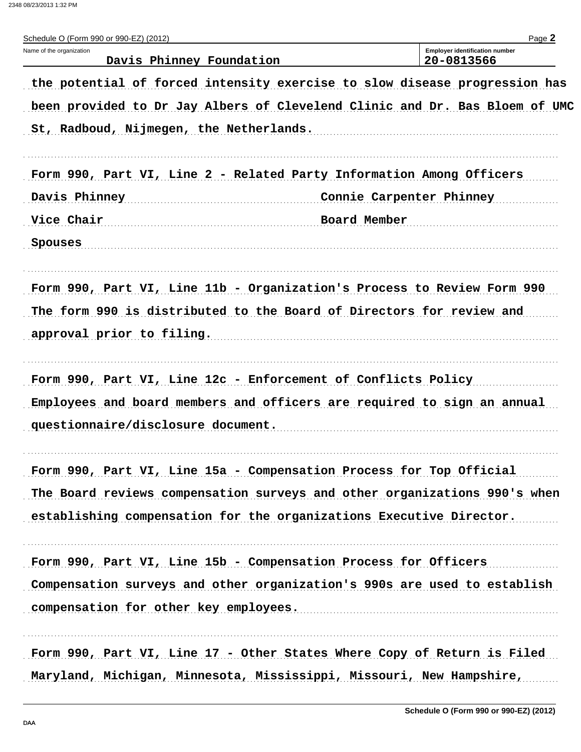Schedule O (Form 990 or 990-EZ) (2012) Page 2

Name of the organization: Davis Phinney Foundation

Employer identification number: 20-0813566

the potential of forced intensity exercise to slow disease progression has been provided to Dr Jay Albers of Clevelend Clinic and Dr. Bas Bloem of UMC St, Radboud, Nijmegen, the Netherlands.

Form 990, Part VI, Line 2 - Related Party Information Among Officers

| Davis Phinney | Connie Carpenter Phinney |
|---|---|
| Vice Chair | Board Member |
| Spouses | |

Form 990, Part VI, Line 11b - Organization's Process to Review Form 990

The form 990 is distributed to the Board of Directors for review and approval prior to filing.

Form 990, Part VI, Line 12c - Enforcement of Conflicts Policy

Employees and board members and officers are required to sign an annual questionnaire/disclosure document.

Form 990, Part VI, Line 15a - Compensation Process for Top Official

The Board reviews compensation surveys and other organizations 990's when establishing compensation for the organizations Executive Director.

Form 990, Part VI, Line 15b - Compensation Process for Officers

Compensation surveys and other organization's 990s are used to establish compensation for other key employees.

Form 990, Part VI, Line 17 - Other States Where Copy of Return is Filed

Maryland, Michigan, Minnesota, Mississippi, Missouri, New Hampshire,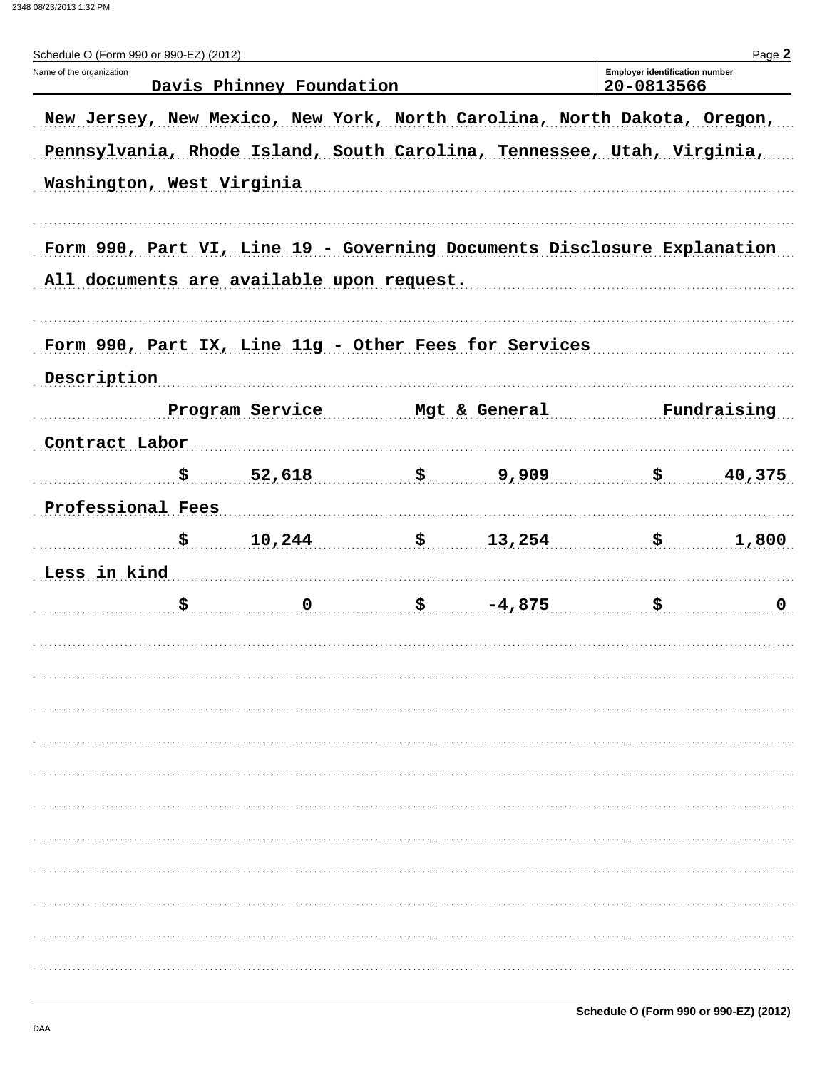Schedule O (Form 990 or 990-EZ) (2012) Page **2**

Name of the organization: Davis Phinney Foundation

Employer identification number: 20-0813566

New Jersey, New Mexico, New York, North Carolina, North Dakota, Oregon, Pennsylvania, Rhode Island, South Carolina, Tennessee, Utah, Virginia, Washington, West Virginia

Form 990, Part VI, Line 19 - Governing Documents Disclosure Explanation

All documents are available upon request.

Form 990, Part IX, Line 11g - Other Fees for Services

| Description | Program Service | Mgt & General | Fundraising |
|---|---|---|---|
| Contract Labor | $ 52,618 | $ 9,909 | $ 40,375 |
| Professional Fees | $ 10,244 | $ 13,254 | $ 1,800 |
| Less in kind | $ 0 | $ -4,875 | $ 0 |

Schedule O (Form 990 or 990-EZ) (2012)